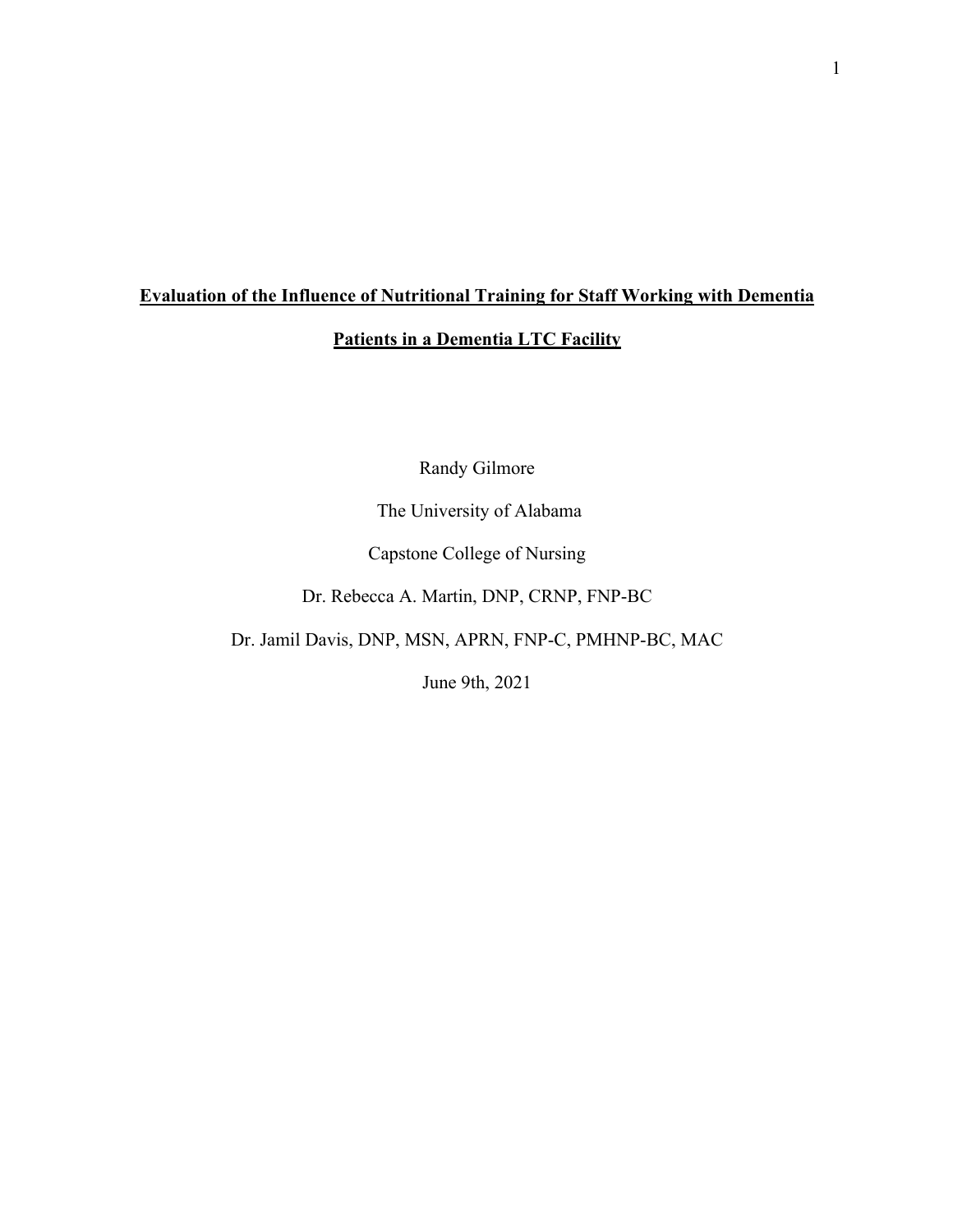# Evaluation of the Influence of Nutritional Training for Staff Working with Dementia Patients in a Dementia LTC Facility

Randy Gilmore

The University of Alabama

Capstone College of Nursing

Dr. Rebecca A. Martin, DNP, CRNP, FNP-BC

Dr. Jamil Davis, DNP, MSN, APRN, FNP-C, PMHNP-BC, MAC

June 9th, 2021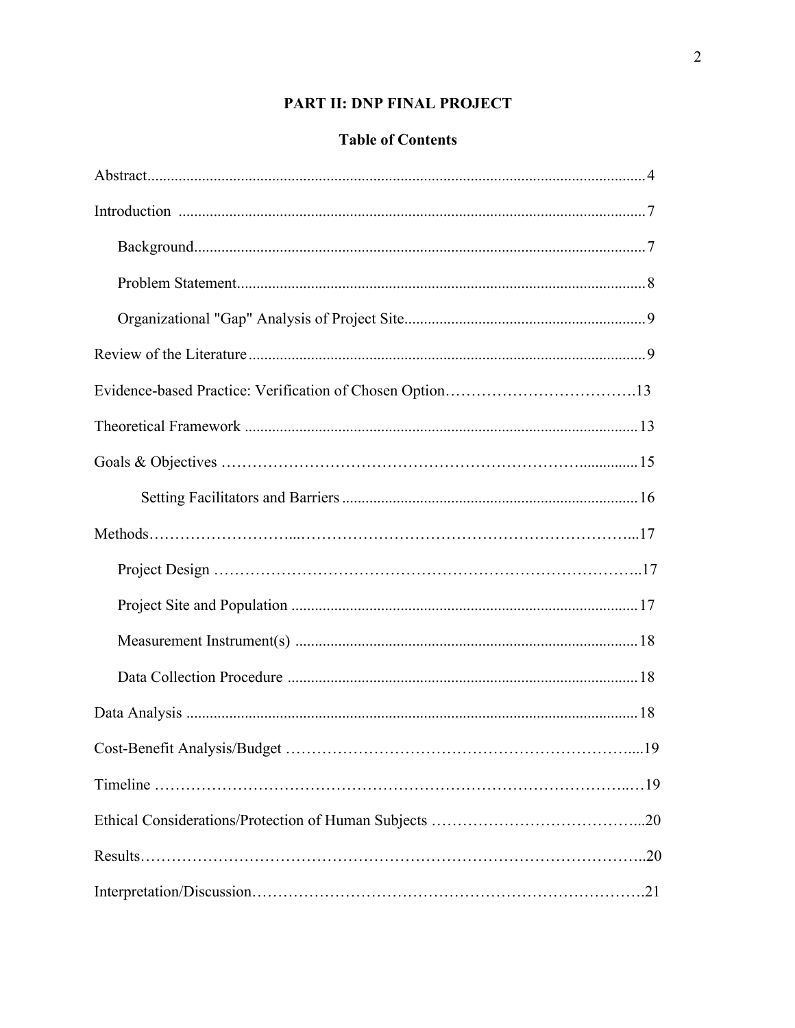# PART II: DNP FINAL PROJECT

## Table of Contents

Abstract....................................................................................................................4

Introduction ...............................................................................................................7

  Background..............................................................................................................7

  Problem Statement....................................................................................................8

  Organizational "Gap" Analysis of Project Site.........................................................9

Review of the Literature.............................................................................................9

Evidence-based Practice: Verification of Chosen Option.........................................13

Theoretical Framework ............................................................................................13

Goals & Objectives ..................................................................................................15

    Setting Facilitators and Barriers...........................................................................16

Methods....................................................................................................................17

  Project Design .......................................................................................................17

  Project Site and Population ....................................................................................17

  Measurement Instrument(s) ...................................................................................18

  Data Collection Procedure .....................................................................................18

Data Analysis ..........................................................................................................18

Cost-Benefit Analysis/Budget .................................................................................19

Timeline ..................................................................................................................19

Ethical Considerations/Protection of Human Subjects ............................................20

Results.....................................................................................................................20

Interpretation/Discussion.........................................................................................21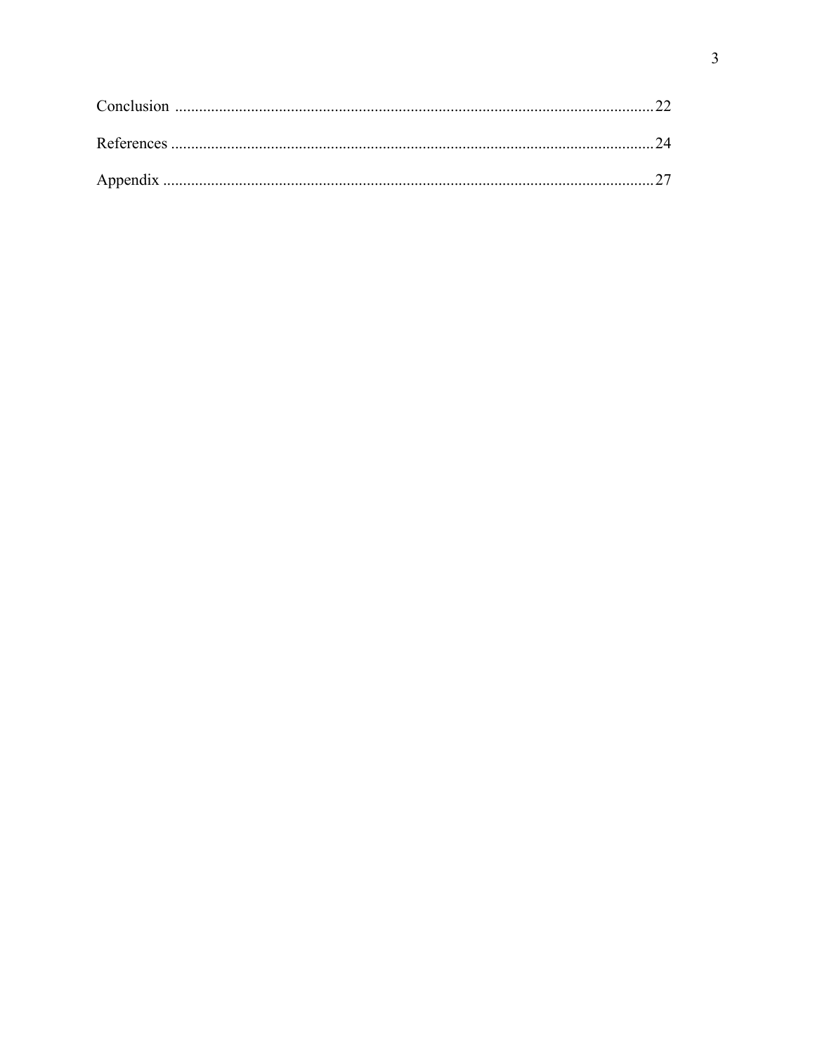Conclusion ........................................................................................................................22

References ........................................................................................................................24

Appendix ........................................................................................................................27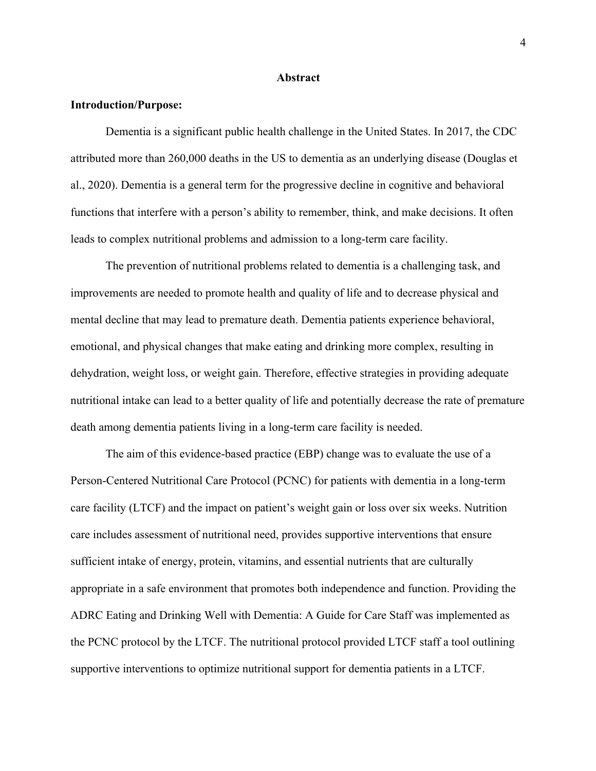# Abstract

**Introduction/Purpose:**

Dementia is a significant public health challenge in the United States. In 2017, the CDC attributed more than 260,000 deaths in the US to dementia as an underlying disease (Douglas et al., 2020). Dementia is a general term for the progressive decline in cognitive and behavioral functions that interfere with a person's ability to remember, think, and make decisions. It often leads to complex nutritional problems and admission to a long-term care facility.

The prevention of nutritional problems related to dementia is a challenging task, and improvements are needed to promote health and quality of life and to decrease physical and mental decline that may lead to premature death. Dementia patients experience behavioral, emotional, and physical changes that make eating and drinking more complex, resulting in dehydration, weight loss, or weight gain. Therefore, effective strategies in providing adequate nutritional intake can lead to a better quality of life and potentially decrease the rate of premature death among dementia patients living in a long-term care facility is needed.

The aim of this evidence-based practice (EBP) change was to evaluate the use of a Person-Centered Nutritional Care Protocol (PCNC) for patients with dementia in a long-term care facility (LTCF) and the impact on patient's weight gain or loss over six weeks. Nutrition care includes assessment of nutritional need, provides supportive interventions that ensure sufficient intake of energy, protein, vitamins, and essential nutrients that are culturally appropriate in a safe environment that promotes both independence and function. Providing the ADRC Eating and Drinking Well with Dementia: A Guide for Care Staff was implemented as the PCNC protocol by the LTCF. The nutritional protocol provided LTCF staff a tool outlining supportive interventions to optimize nutritional support for dementia patients in a LTCF.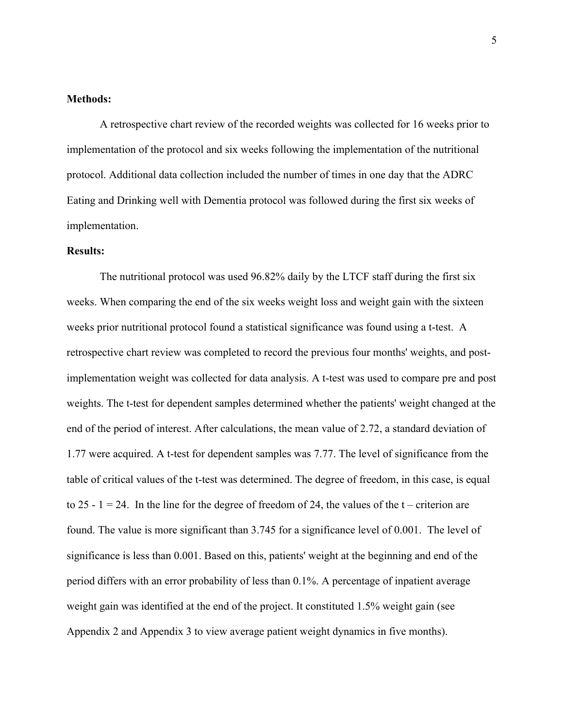**Methods:**

A retrospective chart review of the recorded weights was collected for 16 weeks prior to implementation of the protocol and six weeks following the implementation of the nutritional protocol. Additional data collection included the number of times in one day that the ADRC Eating and Drinking well with Dementia protocol was followed during the first six weeks of implementation.

**Results:**

The nutritional protocol was used 96.82% daily by the LTCF staff during the first six weeks. When comparing the end of the six weeks weight loss and weight gain with the sixteen weeks prior nutritional protocol found a statistical significance was found using a t-test. A retrospective chart review was completed to record the previous four months' weights, and post-implementation weight was collected for data analysis. A t-test was used to compare pre and post weights. The t-test for dependent samples determined whether the patients' weight changed at the end of the period of interest. After calculations, the mean value of 2.72, a standard deviation of 1.77 were acquired. A t-test for dependent samples was 7.77. The level of significance from the table of critical values of the t-test was determined. The degree of freedom, in this case, is equal to 25 - 1 = 24. In the line for the degree of freedom of 24, the values of the t – criterion are found. The value is more significant than 3.745 for a significance level of 0.001. The level of significance is less than 0.001. Based on this, patients' weight at the beginning and end of the period differs with an error probability of less than 0.1%. A percentage of inpatient average weight gain was identified at the end of the project. It constituted 1.5% weight gain (see Appendix 2 and Appendix 3 to view average patient weight dynamics in five months).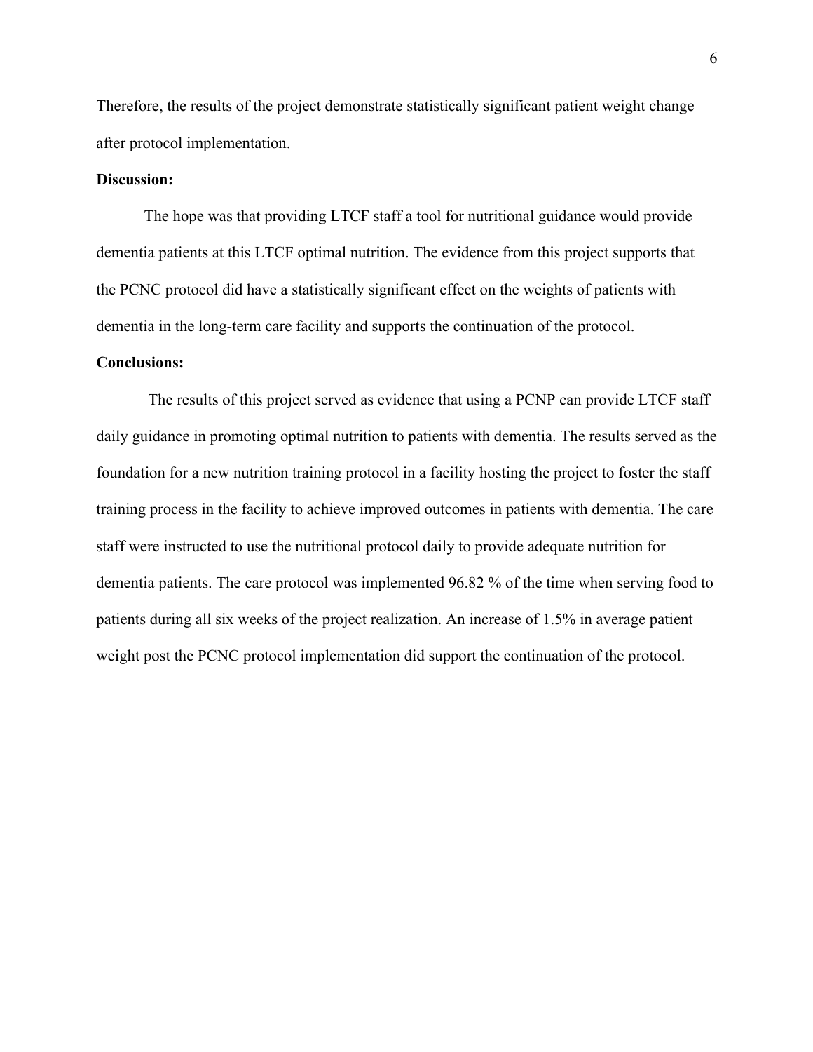Therefore, the results of the project demonstrate statistically significant patient weight change after protocol implementation.

**Discussion:**

The hope was that providing LTCF staff a tool for nutritional guidance would provide dementia patients at this LTCF optimal nutrition. The evidence from this project supports that the PCNC protocol did have a statistically significant effect on the weights of patients with dementia in the long-term care facility and supports the continuation of the protocol.

**Conclusions:**

The results of this project served as evidence that using a PCNP can provide LTCF staff daily guidance in promoting optimal nutrition to patients with dementia. The results served as the foundation for a new nutrition training protocol in a facility hosting the project to foster the staff training process in the facility to achieve improved outcomes in patients with dementia. The care staff were instructed to use the nutritional protocol daily to provide adequate nutrition for dementia patients. The care protocol was implemented 96.82 % of the time when serving food to patients during all six weeks of the project realization. An increase of 1.5% in average patient weight post the PCNC protocol implementation did support the continuation of the protocol.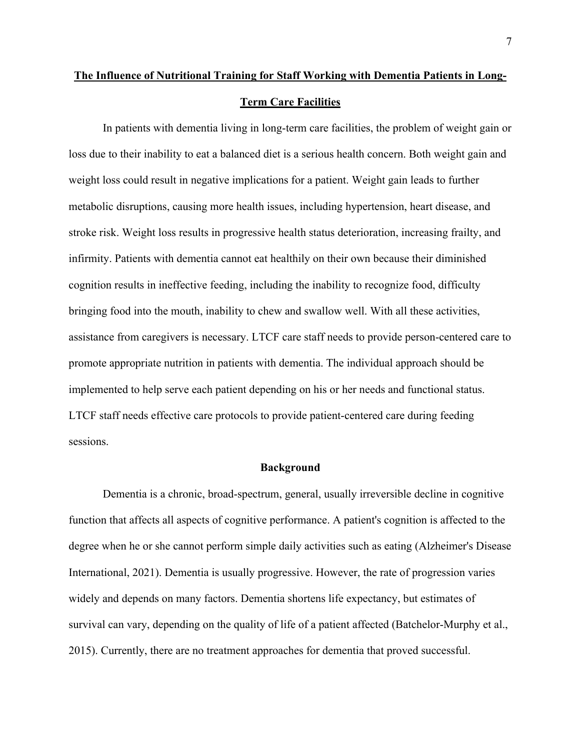# **The Influence of Nutritional Training for Staff Working with Dementia Patients in Long-Term Care Facilities**

In patients with dementia living in long-term care facilities, the problem of weight gain or loss due to their inability to eat a balanced diet is a serious health concern. Both weight gain and weight loss could result in negative implications for a patient. Weight gain leads to further metabolic disruptions, causing more health issues, including hypertension, heart disease, and stroke risk. Weight loss results in progressive health status deterioration, increasing frailty, and infirmity. Patients with dementia cannot eat healthily on their own because their diminished cognition results in ineffective feeding, including the inability to recognize food, difficulty bringing food into the mouth, inability to chew and swallow well. With all these activities, assistance from caregivers is necessary. LTCF care staff needs to provide person-centered care to promote appropriate nutrition in patients with dementia. The individual approach should be implemented to help serve each patient depending on his or her needs and functional status. LTCF staff needs effective care protocols to provide patient-centered care during feeding sessions.

## Background

Dementia is a chronic, broad-spectrum, general, usually irreversible decline in cognitive function that affects all aspects of cognitive performance. A patient's cognition is affected to the degree when he or she cannot perform simple daily activities such as eating (Alzheimer's Disease International, 2021). Dementia is usually progressive. However, the rate of progression varies widely and depends on many factors. Dementia shortens life expectancy, but estimates of survival can vary, depending on the quality of life of a patient affected (Batchelor-Murphy et al., 2015). Currently, there are no treatment approaches for dementia that proved successful.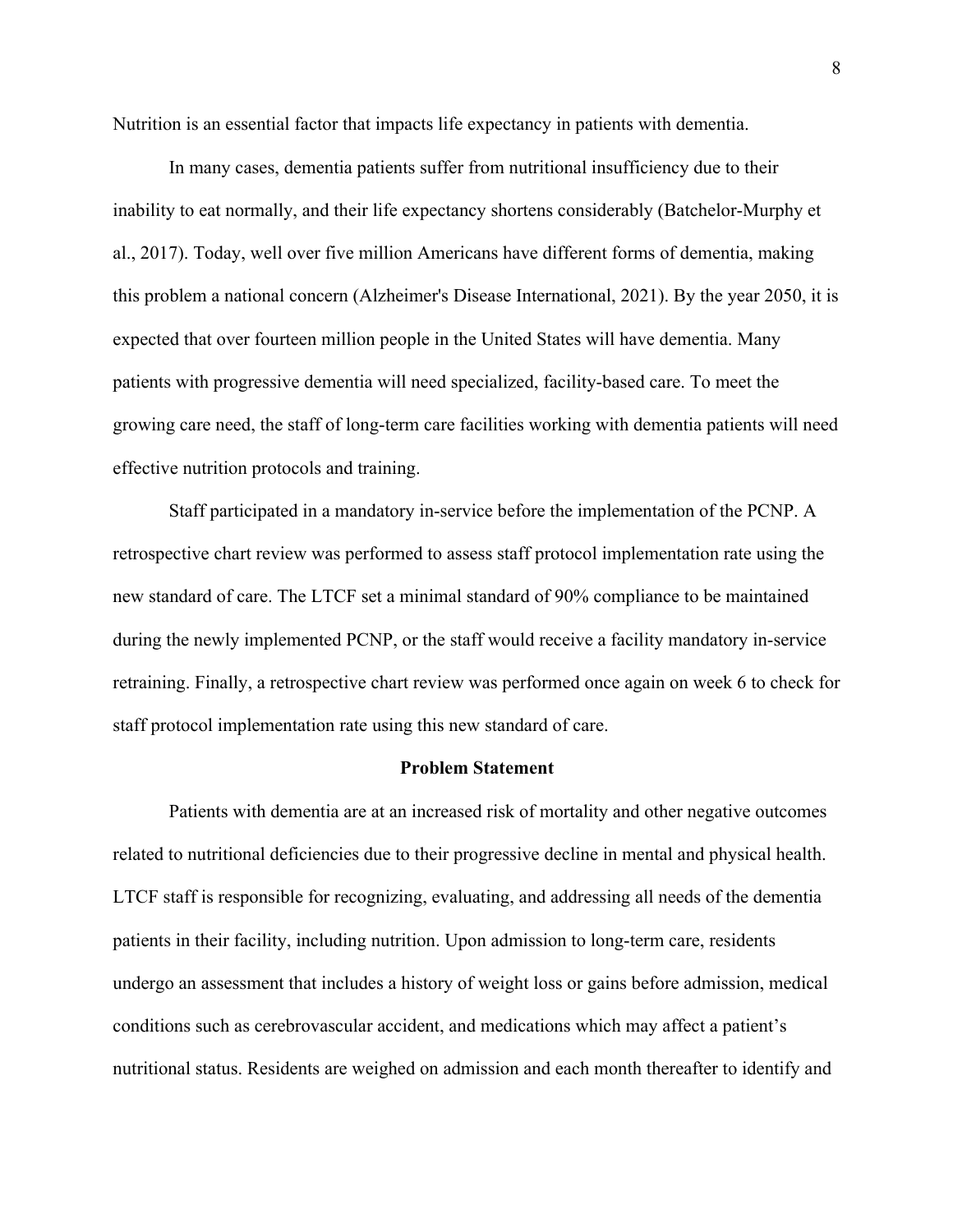Nutrition is an essential factor that impacts life expectancy in patients with dementia.

In many cases, dementia patients suffer from nutritional insufficiency due to their inability to eat normally, and their life expectancy shortens considerably (Batchelor-Murphy et al., 2017). Today, well over five million Americans have different forms of dementia, making this problem a national concern (Alzheimer's Disease International, 2021). By the year 2050, it is expected that over fourteen million people in the United States will have dementia. Many patients with progressive dementia will need specialized, facility-based care. To meet the growing care need, the staff of long-term care facilities working with dementia patients will need effective nutrition protocols and training.

Staff participated in a mandatory in-service before the implementation of the PCNP. A retrospective chart review was performed to assess staff protocol implementation rate using the new standard of care. The LTCF set a minimal standard of 90% compliance to be maintained during the newly implemented PCNP, or the staff would receive a facility mandatory in-service retraining. Finally, a retrospective chart review was performed once again on week 6 to check for staff protocol implementation rate using this new standard of care.

## Problem Statement

Patients with dementia are at an increased risk of mortality and other negative outcomes related to nutritional deficiencies due to their progressive decline in mental and physical health. LTCF staff is responsible for recognizing, evaluating, and addressing all needs of the dementia patients in their facility, including nutrition. Upon admission to long-term care, residents undergo an assessment that includes a history of weight loss or gains before admission, medical conditions such as cerebrovascular accident, and medications which may affect a patient's nutritional status. Residents are weighed on admission and each month thereafter to identify and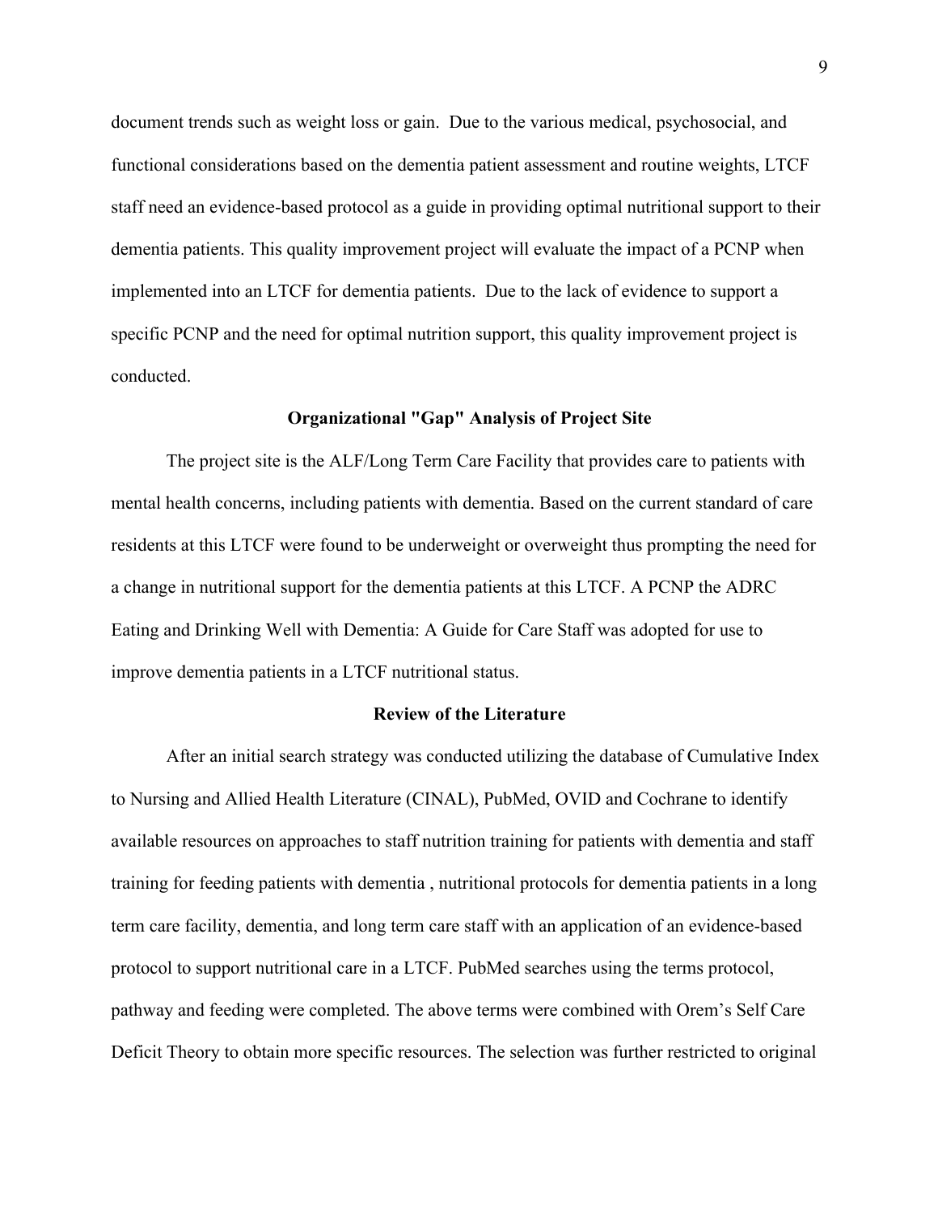document trends such as weight loss or gain. Due to the various medical, psychosocial, and functional considerations based on the dementia patient assessment and routine weights, LTCF staff need an evidence-based protocol as a guide in providing optimal nutritional support to their dementia patients. This quality improvement project will evaluate the impact of a PCNP when implemented into an LTCF for dementia patients. Due to the lack of evidence to support a specific PCNP and the need for optimal nutrition support, this quality improvement project is conducted.

## Organizational "Gap" Analysis of Project Site

The project site is the ALF/Long Term Care Facility that provides care to patients with mental health concerns, including patients with dementia. Based on the current standard of care residents at this LTCF were found to be underweight or overweight thus prompting the need for a change in nutritional support for the dementia patients at this LTCF. A PCNP the ADRC Eating and Drinking Well with Dementia: A Guide for Care Staff was adopted for use to improve dementia patients in a LTCF nutritional status.

## Review of the Literature

After an initial search strategy was conducted utilizing the database of Cumulative Index to Nursing and Allied Health Literature (CINAL), PubMed, OVID and Cochrane to identify available resources on approaches to staff nutrition training for patients with dementia and staff training for feeding patients with dementia , nutritional protocols for dementia patients in a long term care facility, dementia, and long term care staff with an application of an evidence-based protocol to support nutritional care in a LTCF. PubMed searches using the terms protocol, pathway and feeding were completed. The above terms were combined with Orem's Self Care Deficit Theory to obtain more specific resources. The selection was further restricted to original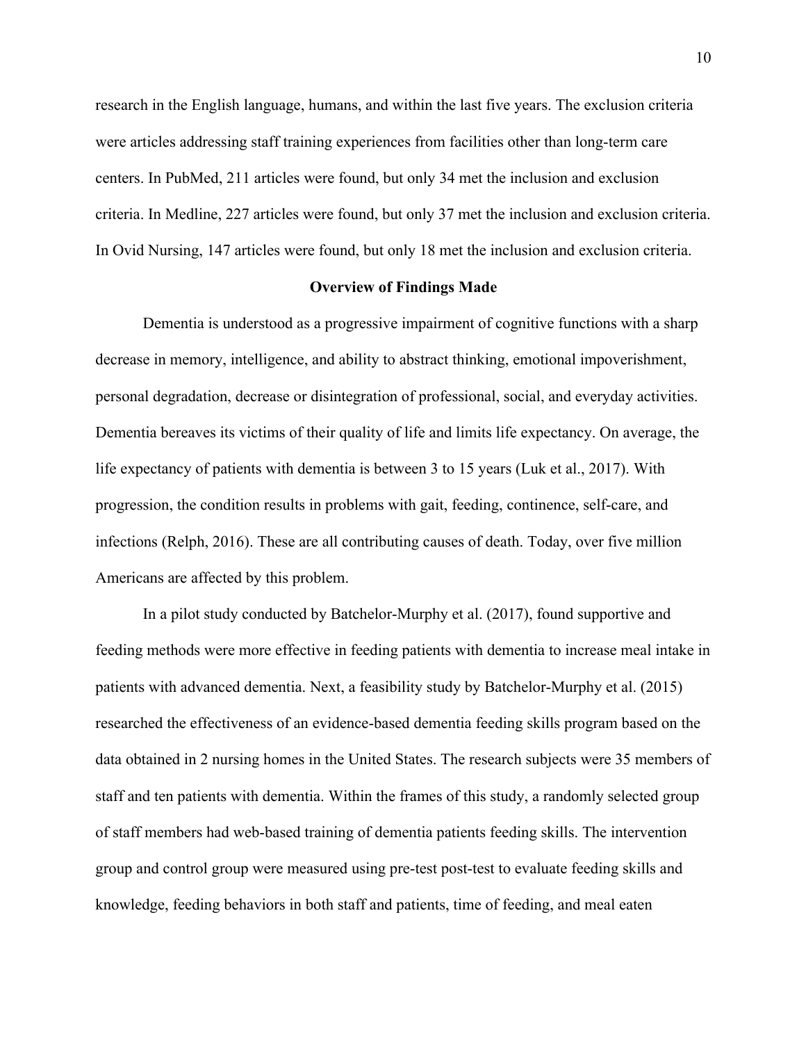research in the English language, humans, and within the last five years. The exclusion criteria were articles addressing staff training experiences from facilities other than long-term care centers. In PubMed, 211 articles were found, but only 34 met the inclusion and exclusion criteria. In Medline, 227 articles were found, but only 37 met the inclusion and exclusion criteria. In Ovid Nursing, 147 articles were found, but only 18 met the inclusion and exclusion criteria.

## Overview of Findings Made

Dementia is understood as a progressive impairment of cognitive functions with a sharp decrease in memory, intelligence, and ability to abstract thinking, emotional impoverishment, personal degradation, decrease or disintegration of professional, social, and everyday activities. Dementia bereaves its victims of their quality of life and limits life expectancy. On average, the life expectancy of patients with dementia is between 3 to 15 years (Luk et al., 2017). With progression, the condition results in problems with gait, feeding, continence, self-care, and infections (Relph, 2016). These are all contributing causes of death. Today, over five million Americans are affected by this problem.

In a pilot study conducted by Batchelor-Murphy et al. (2017), found supportive and feeding methods were more effective in feeding patients with dementia to increase meal intake in patients with advanced dementia. Next, a feasibility study by Batchelor-Murphy et al. (2015) researched the effectiveness of an evidence-based dementia feeding skills program based on the data obtained in 2 nursing homes in the United States. The research subjects were 35 members of staff and ten patients with dementia. Within the frames of this study, a randomly selected group of staff members had web-based training of dementia patients feeding skills. The intervention group and control group were measured using pre-test post-test to evaluate feeding skills and knowledge, feeding behaviors in both staff and patients, time of feeding, and meal eaten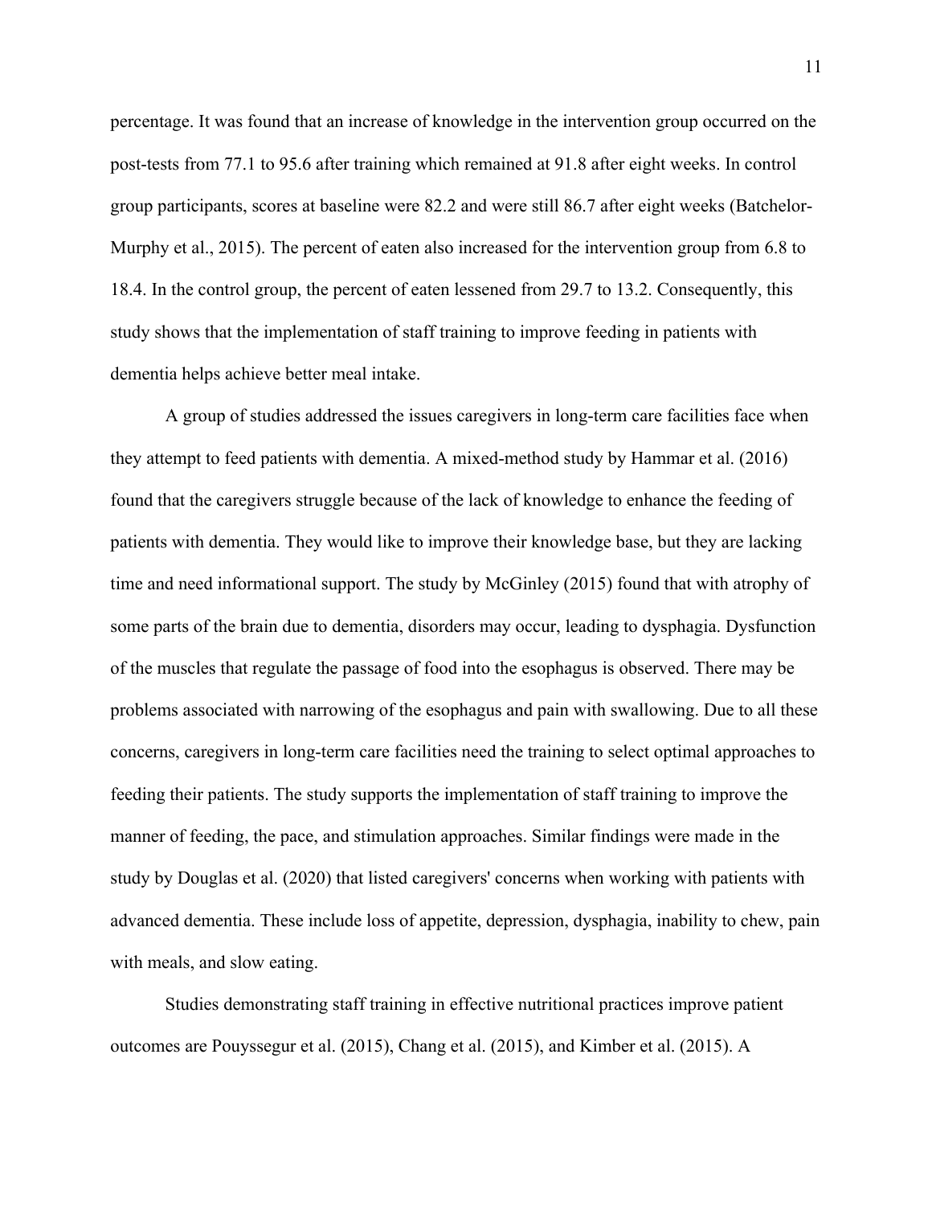percentage. It was found that an increase of knowledge in the intervention group occurred on the post-tests from 77.1 to 95.6 after training which remained at 91.8 after eight weeks. In control group participants, scores at baseline were 82.2 and were still 86.7 after eight weeks (Batchelor-Murphy et al., 2015). The percent of eaten also increased for the intervention group from 6.8 to 18.4. In the control group, the percent of eaten lessened from 29.7 to 13.2. Consequently, this study shows that the implementation of staff training to improve feeding in patients with dementia helps achieve better meal intake.

A group of studies addressed the issues caregivers in long-term care facilities face when they attempt to feed patients with dementia. A mixed-method study by Hammar et al. (2016) found that the caregivers struggle because of the lack of knowledge to enhance the feeding of patients with dementia. They would like to improve their knowledge base, but they are lacking time and need informational support. The study by McGinley (2015) found that with atrophy of some parts of the brain due to dementia, disorders may occur, leading to dysphagia. Dysfunction of the muscles that regulate the passage of food into the esophagus is observed. There may be problems associated with narrowing of the esophagus and pain with swallowing. Due to all these concerns, caregivers in long-term care facilities need the training to select optimal approaches to feeding their patients. The study supports the implementation of staff training to improve the manner of feeding, the pace, and stimulation approaches. Similar findings were made in the study by Douglas et al. (2020) that listed caregivers' concerns when working with patients with advanced dementia. These include loss of appetite, depression, dysphagia, inability to chew, pain with meals, and slow eating.

Studies demonstrating staff training in effective nutritional practices improve patient outcomes are Pouyssegur et al. (2015), Chang et al. (2015), and Kimber et al. (2015). A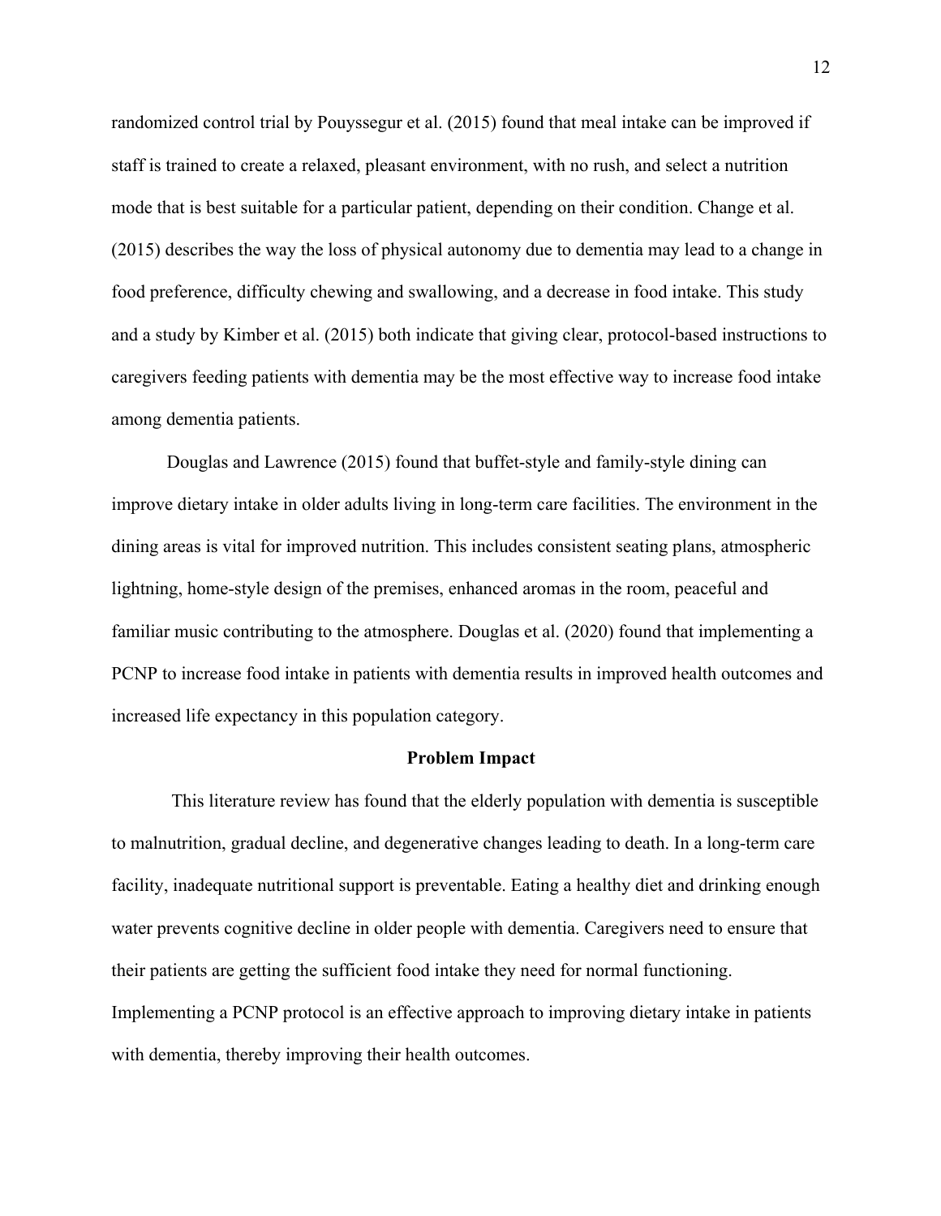randomized control trial by Pouyssegur et al. (2015) found that meal intake can be improved if staff is trained to create a relaxed, pleasant environment, with no rush, and select a nutrition mode that is best suitable for a particular patient, depending on their condition. Change et al. (2015) describes the way the loss of physical autonomy due to dementia may lead to a change in food preference, difficulty chewing and swallowing, and a decrease in food intake. This study and a study by Kimber et al. (2015) both indicate that giving clear, protocol-based instructions to caregivers feeding patients with dementia may be the most effective way to increase food intake among dementia patients.

Douglas and Lawrence (2015) found that buffet-style and family-style dining can improve dietary intake in older adults living in long-term care facilities. The environment in the dining areas is vital for improved nutrition. This includes consistent seating plans, atmospheric lightning, home-style design of the premises, enhanced aromas in the room, peaceful and familiar music contributing to the atmosphere. Douglas et al. (2020) found that implementing a PCNP to increase food intake in patients with dementia results in improved health outcomes and increased life expectancy in this population category.

**Problem Impact**

This literature review has found that the elderly population with dementia is susceptible to malnutrition, gradual decline, and degenerative changes leading to death. In a long-term care facility, inadequate nutritional support is preventable. Eating a healthy diet and drinking enough water prevents cognitive decline in older people with dementia. Caregivers need to ensure that their patients are getting the sufficient food intake they need for normal functioning. Implementing a PCNP protocol is an effective approach to improving dietary intake in patients with dementia, thereby improving their health outcomes.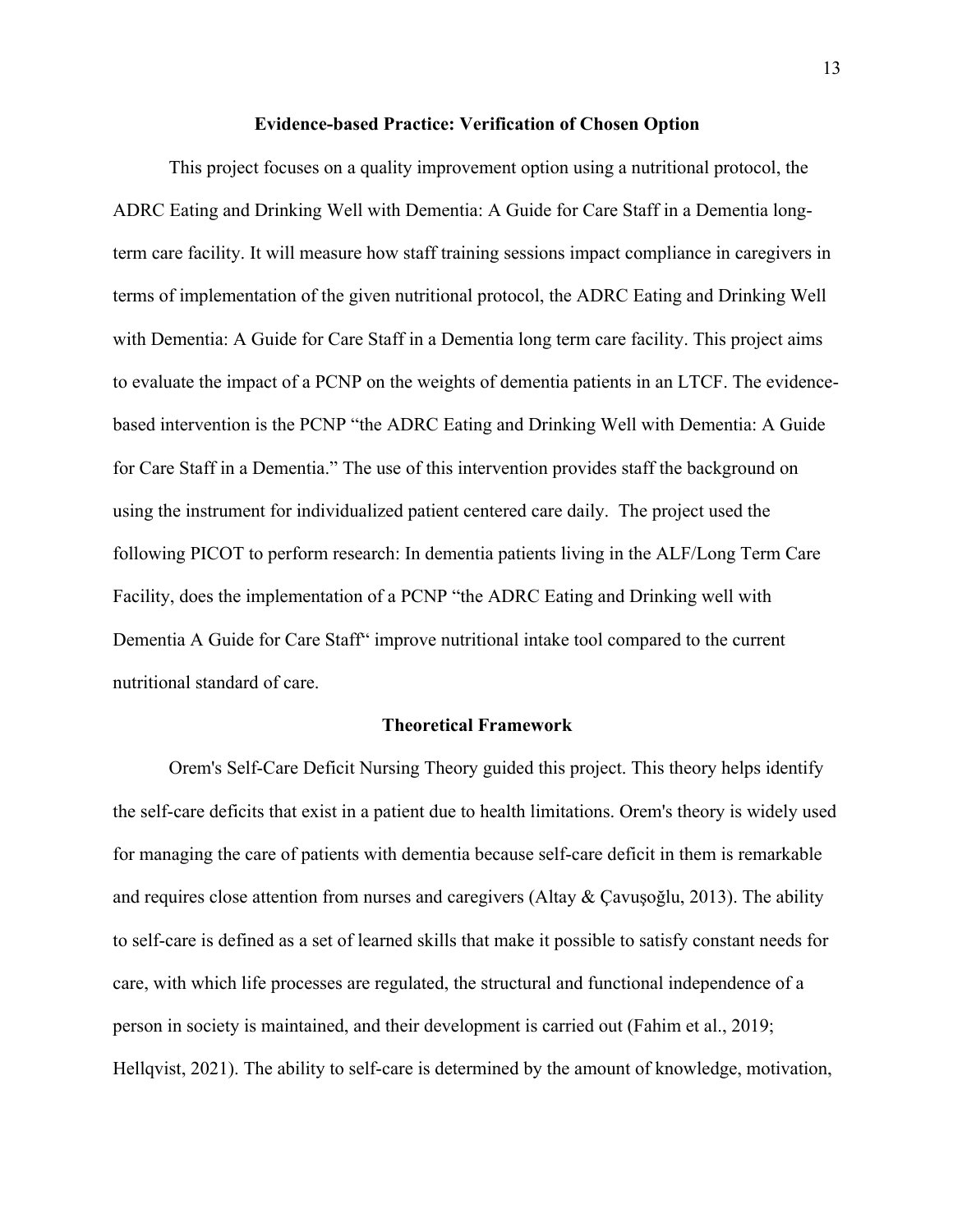## Evidence-based Practice: Verification of Chosen Option

This project focuses on a quality improvement option using a nutritional protocol, the ADRC Eating and Drinking Well with Dementia: A Guide for Care Staff in a Dementia long-term care facility. It will measure how staff training sessions impact compliance in caregivers in terms of implementation of the given nutritional protocol, the ADRC Eating and Drinking Well with Dementia: A Guide for Care Staff in a Dementia long term care facility. This project aims to evaluate the impact of a PCNP on the weights of dementia patients in an LTCF. The evidence-based intervention is the PCNP "the ADRC Eating and Drinking Well with Dementia: A Guide for Care Staff in a Dementia." The use of this intervention provides staff the background on using the instrument for individualized patient centered care daily. The project used the following PICOT to perform research: In dementia patients living in the ALF/Long Term Care Facility, does the implementation of a PCNP "the ADRC Eating and Drinking well with Dementia A Guide for Care Staff" improve nutritional intake tool compared to the current nutritional standard of care.

## Theoretical Framework

Orem's Self-Care Deficit Nursing Theory guided this project. This theory helps identify the self-care deficits that exist in a patient due to health limitations. Orem's theory is widely used for managing the care of patients with dementia because self-care deficit in them is remarkable and requires close attention from nurses and caregivers (Altay & Çavuşoğlu, 2013). The ability to self-care is defined as a set of learned skills that make it possible to satisfy constant needs for care, with which life processes are regulated, the structural and functional independence of a person in society is maintained, and their development is carried out (Fahim et al., 2019; Hellqvist, 2021). The ability to self-care is determined by the amount of knowledge, motivation,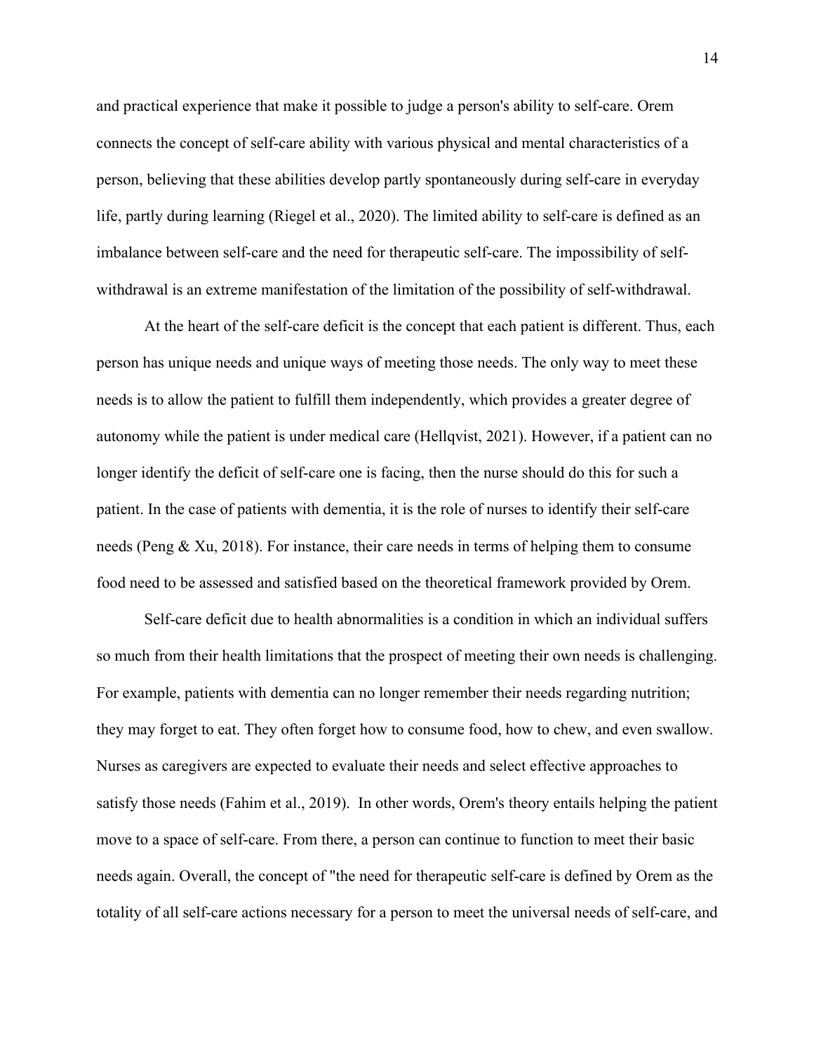and practical experience that make it possible to judge a person's ability to self-care. Orem connects the concept of self-care ability with various physical and mental characteristics of a person, believing that these abilities develop partly spontaneously during self-care in everyday life, partly during learning (Riegel et al., 2020). The limited ability to self-care is defined as an imbalance between self-care and the need for therapeutic self-care. The impossibility of self-withdrawal is an extreme manifestation of the limitation of the possibility of self-withdrawal.

At the heart of the self-care deficit is the concept that each patient is different. Thus, each person has unique needs and unique ways of meeting those needs. The only way to meet these needs is to allow the patient to fulfill them independently, which provides a greater degree of autonomy while the patient is under medical care (Hellqvist, 2021). However, if a patient can no longer identify the deficit of self-care one is facing, then the nurse should do this for such a patient. In the case of patients with dementia, it is the role of nurses to identify their self-care needs (Peng & Xu, 2018). For instance, their care needs in terms of helping them to consume food need to be assessed and satisfied based on the theoretical framework provided by Orem.

Self-care deficit due to health abnormalities is a condition in which an individual suffers so much from their health limitations that the prospect of meeting their own needs is challenging. For example, patients with dementia can no longer remember their needs regarding nutrition; they may forget to eat. They often forget how to consume food, how to chew, and even swallow. Nurses as caregivers are expected to evaluate their needs and select effective approaches to satisfy those needs (Fahim et al., 2019). In other words, Orem's theory entails helping the patient move to a space of self-care. From there, a person can continue to function to meet their basic needs again. Overall, the concept of "the need for therapeutic self-care is defined by Orem as the totality of all self-care actions necessary for a person to meet the universal needs of self-care, and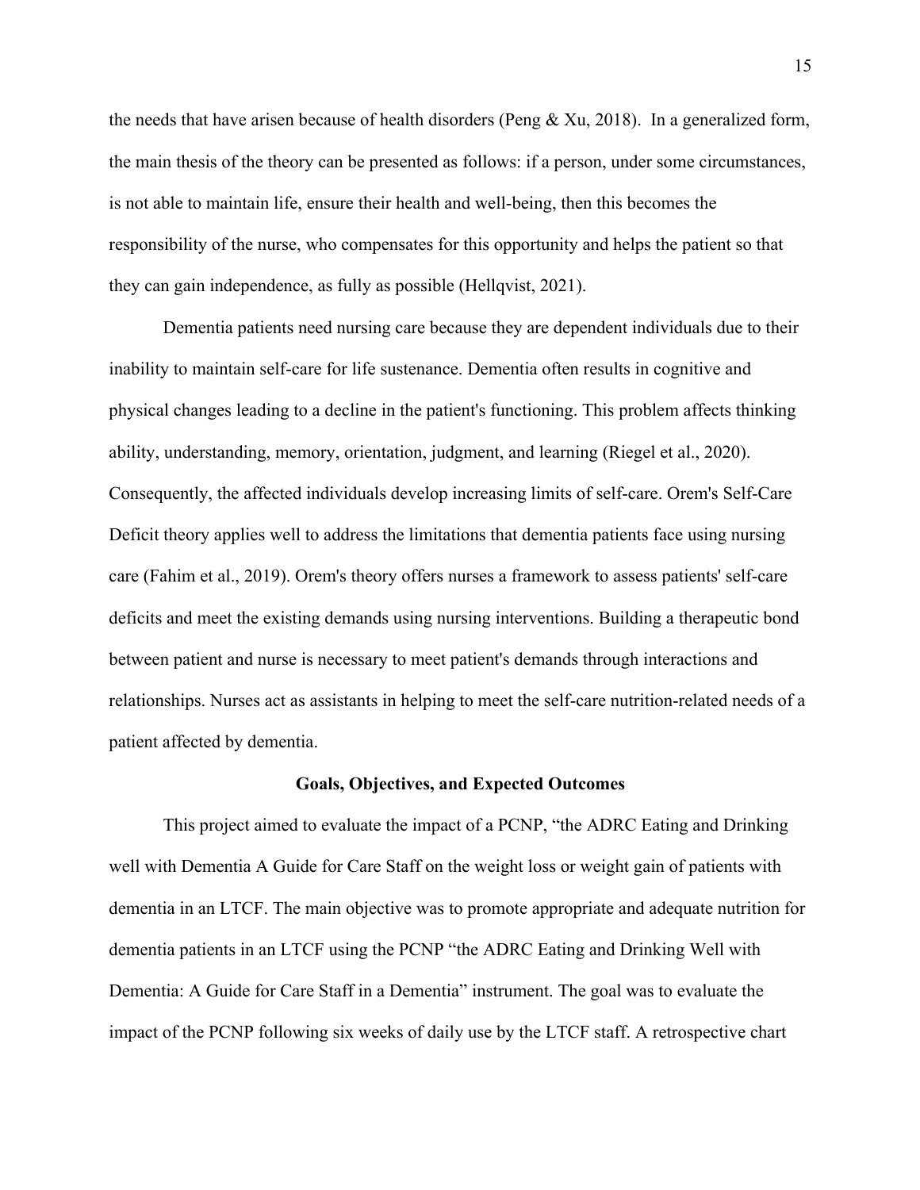the needs that have arisen because of health disorders (Peng & Xu, 2018). In a generalized form, the main thesis of the theory can be presented as follows: if a person, under some circumstances, is not able to maintain life, ensure their health and well-being, then this becomes the responsibility of the nurse, who compensates for this opportunity and helps the patient so that they can gain independence, as fully as possible (Hellqvist, 2021).

Dementia patients need nursing care because they are dependent individuals due to their inability to maintain self-care for life sustenance. Dementia often results in cognitive and physical changes leading to a decline in the patient's functioning. This problem affects thinking ability, understanding, memory, orientation, judgment, and learning (Riegel et al., 2020). Consequently, the affected individuals develop increasing limits of self-care. Orem's Self-Care Deficit theory applies well to address the limitations that dementia patients face using nursing care (Fahim et al., 2019). Orem's theory offers nurses a framework to assess patients' self-care deficits and meet the existing demands using nursing interventions. Building a therapeutic bond between patient and nurse is necessary to meet patient's demands through interactions and relationships. Nurses act as assistants in helping to meet the self-care nutrition-related needs of a patient affected by dementia.

## Goals, Objectives, and Expected Outcomes

This project aimed to evaluate the impact of a PCNP, "the ADRC Eating and Drinking well with Dementia A Guide for Care Staff on the weight loss or weight gain of patients with dementia in an LTCF. The main objective was to promote appropriate and adequate nutrition for dementia patients in an LTCF using the PCNP "the ADRC Eating and Drinking Well with Dementia: A Guide for Care Staff in a Dementia" instrument. The goal was to evaluate the impact of the PCNP following six weeks of daily use by the LTCF staff. A retrospective chart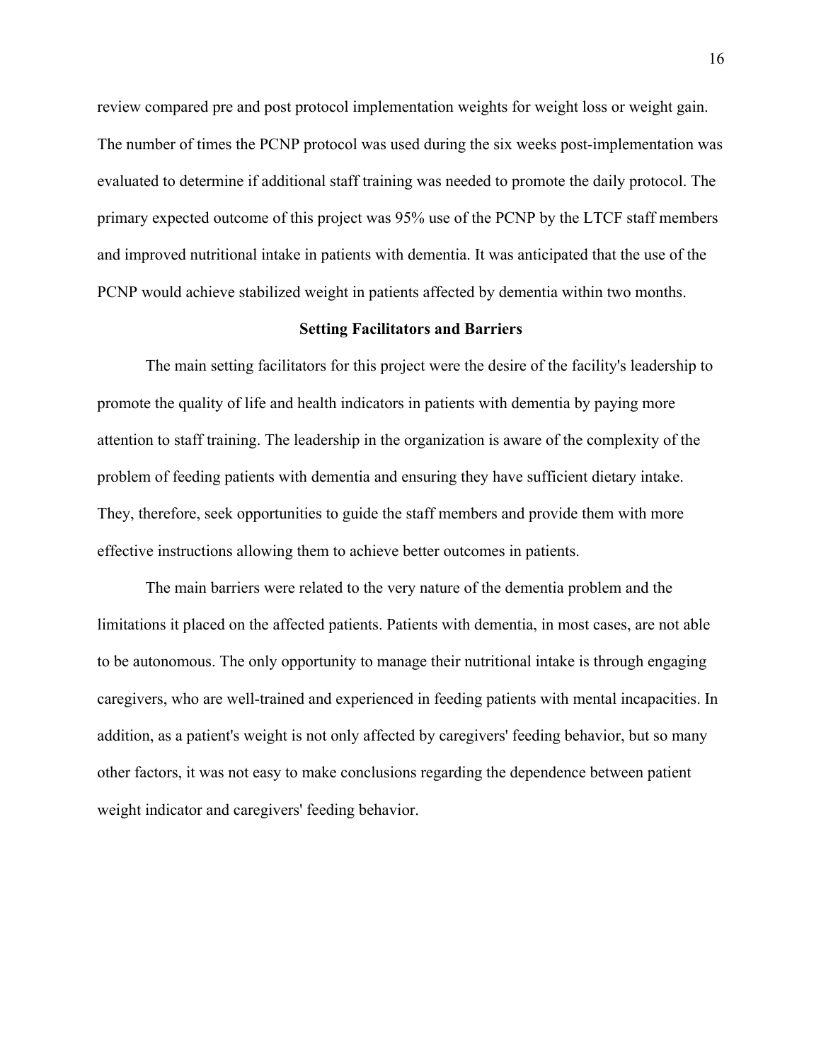review compared pre and post protocol implementation weights for weight loss or weight gain. The number of times the PCNP protocol was used during the six weeks post-implementation was evaluated to determine if additional staff training was needed to promote the daily protocol. The primary expected outcome of this project was 95% use of the PCNP by the LTCF staff members and improved nutritional intake in patients with dementia. It was anticipated that the use of the PCNP would achieve stabilized weight in patients affected by dementia within two months.

## Setting Facilitators and Barriers

The main setting facilitators for this project were the desire of the facility's leadership to promote the quality of life and health indicators in patients with dementia by paying more attention to staff training. The leadership in the organization is aware of the complexity of the problem of feeding patients with dementia and ensuring they have sufficient dietary intake. They, therefore, seek opportunities to guide the staff members and provide them with more effective instructions allowing them to achieve better outcomes in patients.

The main barriers were related to the very nature of the dementia problem and the limitations it placed on the affected patients. Patients with dementia, in most cases, are not able to be autonomous. The only opportunity to manage their nutritional intake is through engaging caregivers, who are well-trained and experienced in feeding patients with mental incapacities. In addition, as a patient's weight is not only affected by caregivers' feeding behavior, but so many other factors, it was not easy to make conclusions regarding the dependence between patient weight indicator and caregivers' feeding behavior.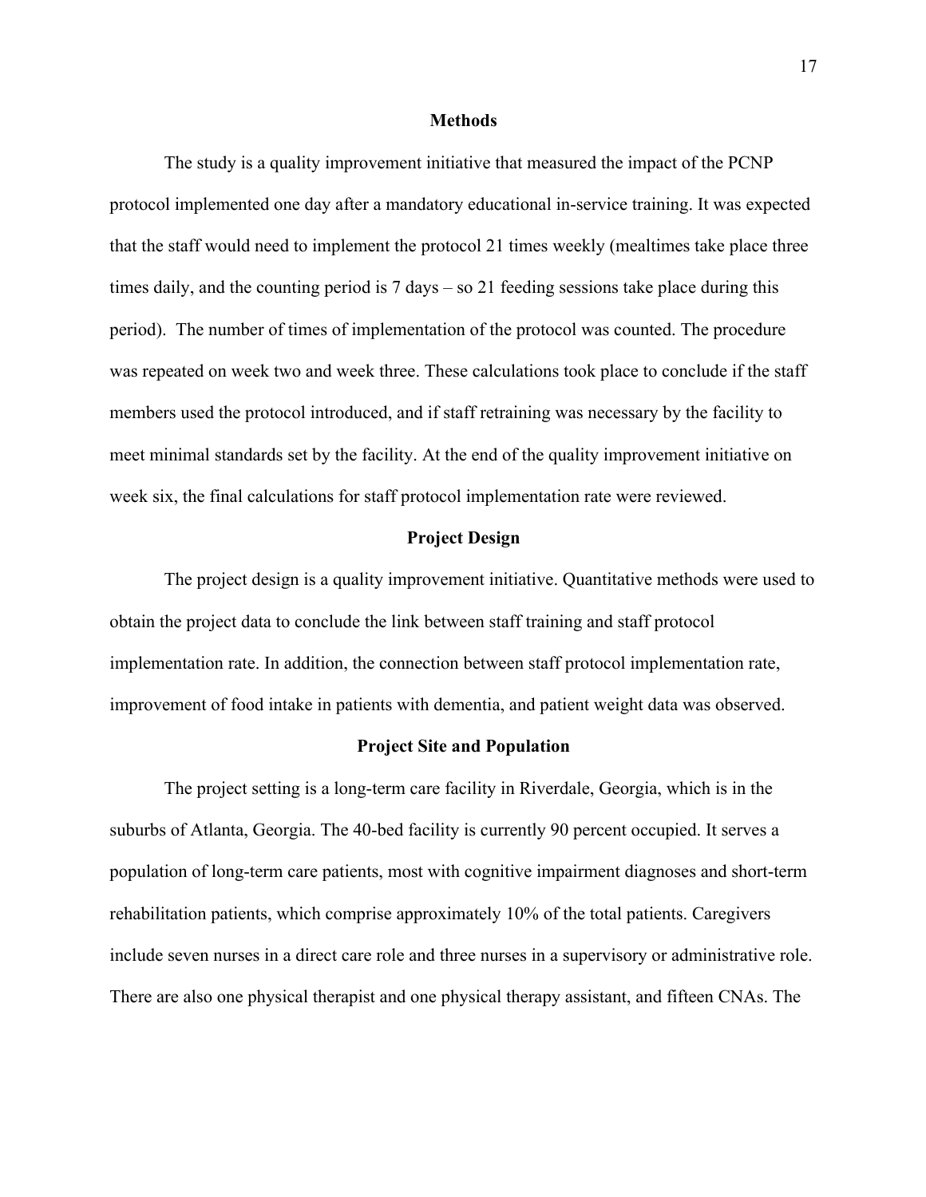## Methods

The study is a quality improvement initiative that measured the impact of the PCNP protocol implemented one day after a mandatory educational in-service training. It was expected that the staff would need to implement the protocol 21 times weekly (mealtimes take place three times daily, and the counting period is 7 days – so 21 feeding sessions take place during this period). The number of times of implementation of the protocol was counted. The procedure was repeated on week two and week three. These calculations took place to conclude if the staff members used the protocol introduced, and if staff retraining was necessary by the facility to meet minimal standards set by the facility. At the end of the quality improvement initiative on week six, the final calculations for staff protocol implementation rate were reviewed.

## Project Design

The project design is a quality improvement initiative. Quantitative methods were used to obtain the project data to conclude the link between staff training and staff protocol implementation rate. In addition, the connection between staff protocol implementation rate, improvement of food intake in patients with dementia, and patient weight data was observed.

## Project Site and Population

The project setting is a long-term care facility in Riverdale, Georgia, which is in the suburbs of Atlanta, Georgia. The 40-bed facility is currently 90 percent occupied. It serves a population of long-term care patients, most with cognitive impairment diagnoses and short-term rehabilitation patients, which comprise approximately 10% of the total patients. Caregivers include seven nurses in a direct care role and three nurses in a supervisory or administrative role. There are also one physical therapist and one physical therapy assistant, and fifteen CNAs. The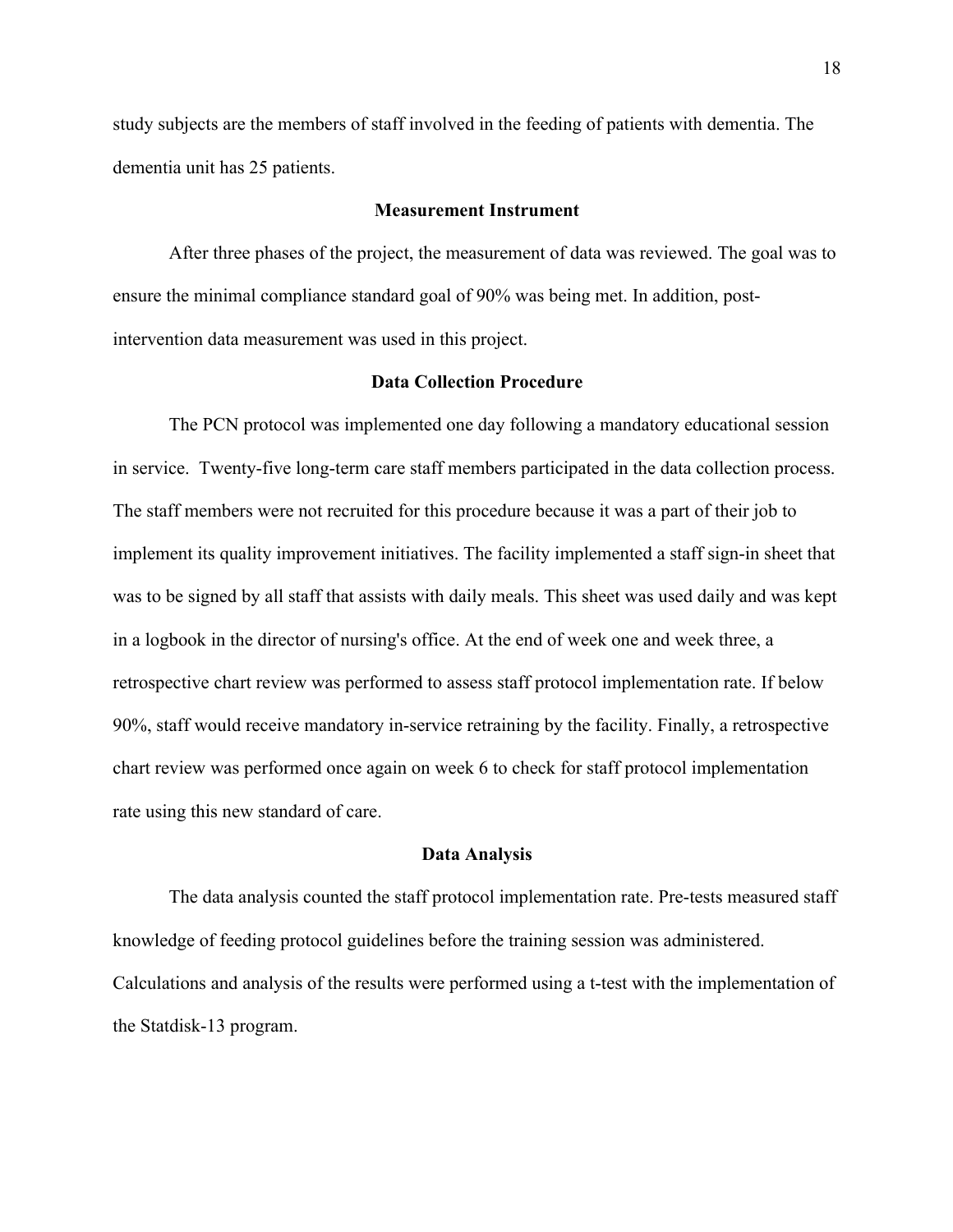study subjects are the members of staff involved in the feeding of patients with dementia. The dementia unit has 25 patients.

### Measurement Instrument

After three phases of the project, the measurement of data was reviewed. The goal was to ensure the minimal compliance standard goal of 90% was being met. In addition, post-intervention data measurement was used in this project.

### Data Collection Procedure

The PCN protocol was implemented one day following a mandatory educational session in service. Twenty-five long-term care staff members participated in the data collection process. The staff members were not recruited for this procedure because it was a part of their job to implement its quality improvement initiatives. The facility implemented a staff sign-in sheet that was to be signed by all staff that assists with daily meals. This sheet was used daily and was kept in a logbook in the director of nursing's office. At the end of week one and week three, a retrospective chart review was performed to assess staff protocol implementation rate. If below 90%, staff would receive mandatory in-service retraining by the facility. Finally, a retrospective chart review was performed once again on week 6 to check for staff protocol implementation rate using this new standard of care.

### Data Analysis

The data analysis counted the staff protocol implementation rate. Pre-tests measured staff knowledge of feeding protocol guidelines before the training session was administered. Calculations and analysis of the results were performed using a t-test with the implementation of the Statdisk-13 program.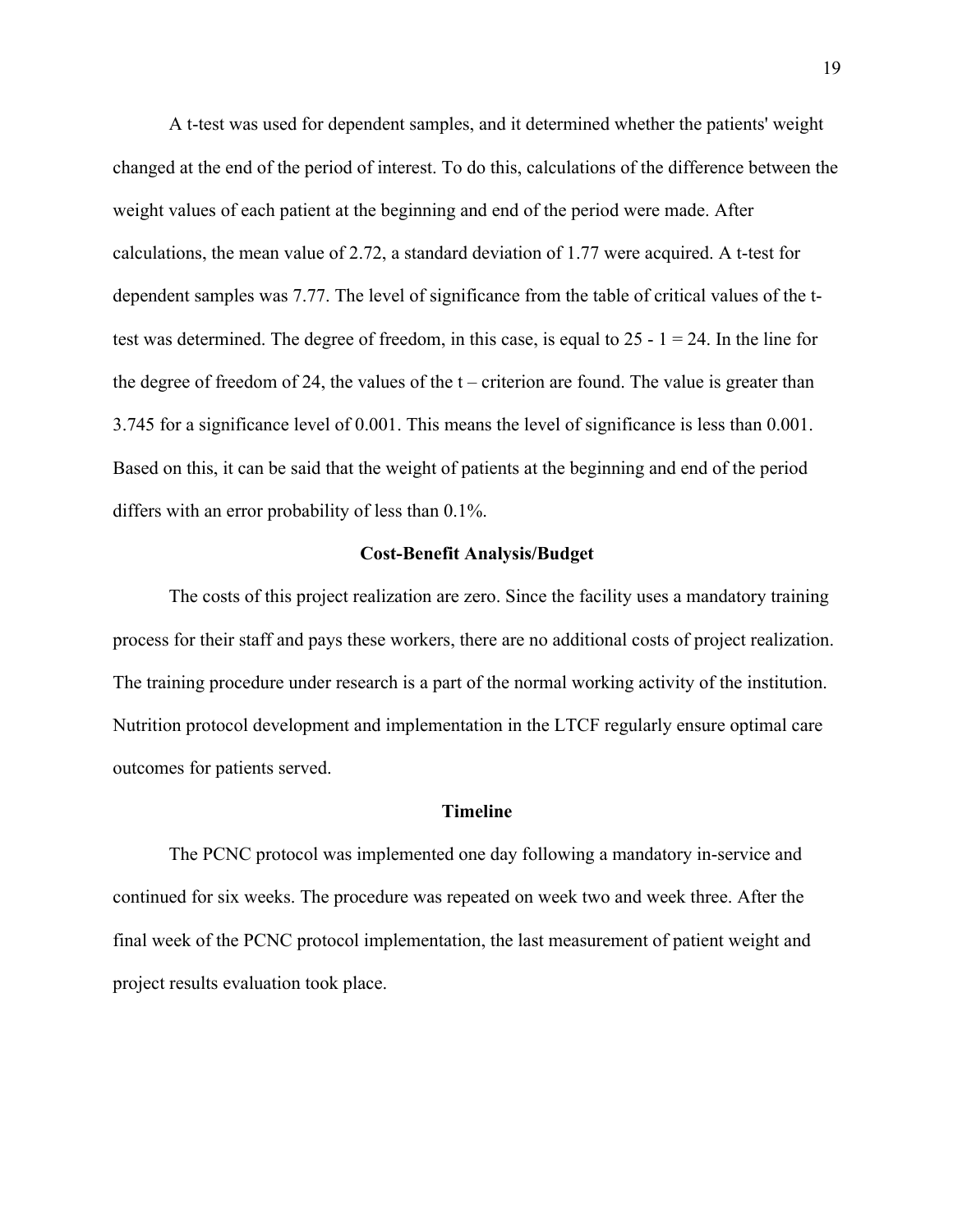A t-test was used for dependent samples, and it determined whether the patients' weight changed at the end of the period of interest. To do this, calculations of the difference between the weight values of each patient at the beginning and end of the period were made. After calculations, the mean value of 2.72, a standard deviation of 1.77 were acquired. A t-test for dependent samples was 7.77. The level of significance from the table of critical values of the t-test was determined. The degree of freedom, in this case, is equal to 25 - 1 = 24. In the line for the degree of freedom of 24, the values of the t – criterion are found. The value is greater than 3.745 for a significance level of 0.001. This means the level of significance is less than 0.001. Based on this, it can be said that the weight of patients at the beginning and end of the period differs with an error probability of less than 0.1%.

## Cost-Benefit Analysis/Budget

The costs of this project realization are zero. Since the facility uses a mandatory training process for their staff and pays these workers, there are no additional costs of project realization. The training procedure under research is a part of the normal working activity of the institution. Nutrition protocol development and implementation in the LTCF regularly ensure optimal care outcomes for patients served.

## Timeline

The PCNC protocol was implemented one day following a mandatory in-service and continued for six weeks. The procedure was repeated on week two and week three. After the final week of the PCNC protocol implementation, the last measurement of patient weight and project results evaluation took place.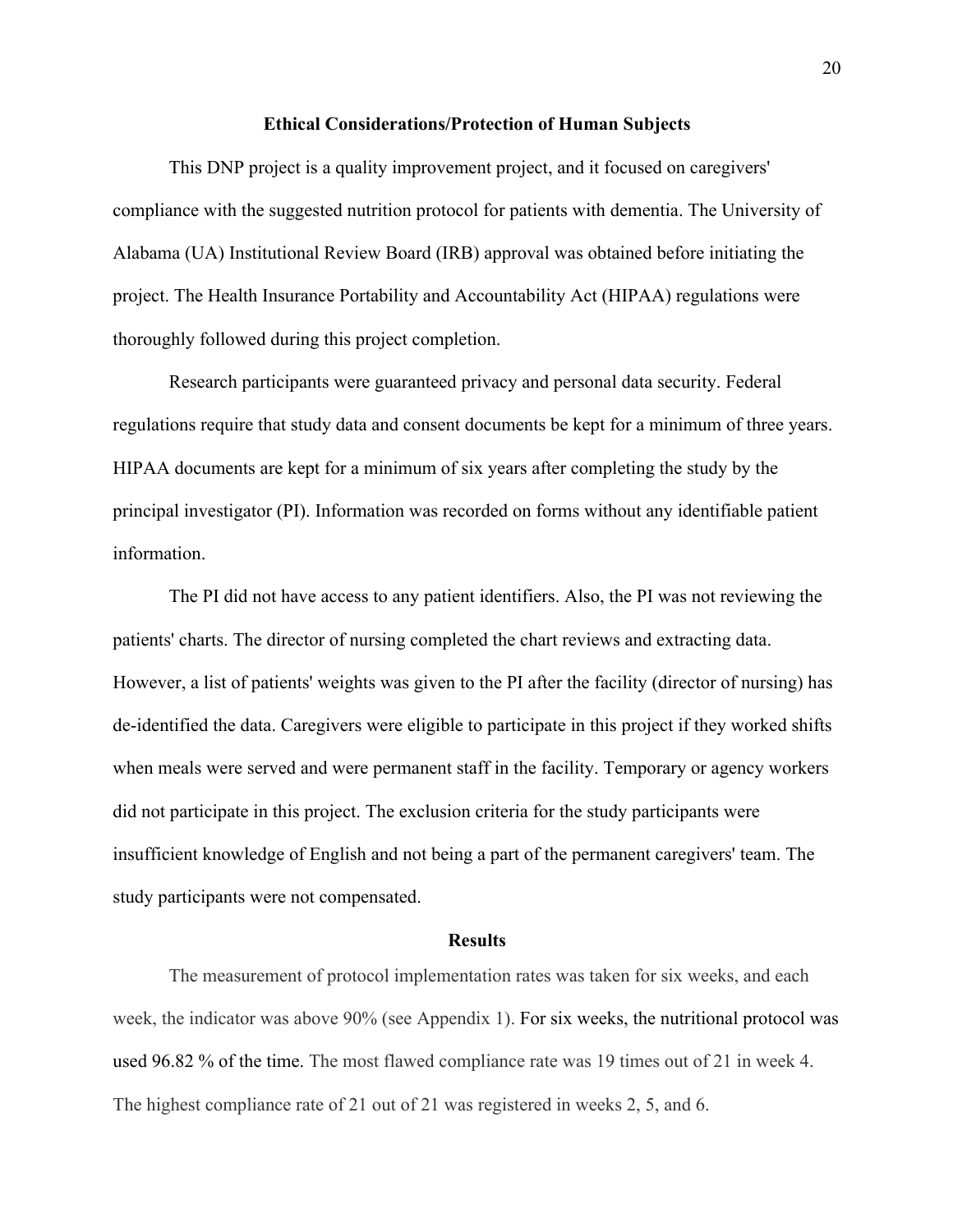## Ethical Considerations/Protection of Human Subjects

This DNP project is a quality improvement project, and it focused on caregivers' compliance with the suggested nutrition protocol for patients with dementia. The University of Alabama (UA) Institutional Review Board (IRB) approval was obtained before initiating the project. The Health Insurance Portability and Accountability Act (HIPAA) regulations were thoroughly followed during this project completion.

Research participants were guaranteed privacy and personal data security. Federal regulations require that study data and consent documents be kept for a minimum of three years. HIPAA documents are kept for a minimum of six years after completing the study by the principal investigator (PI). Information was recorded on forms without any identifiable patient information.

The PI did not have access to any patient identifiers. Also, the PI was not reviewing the patients' charts. The director of nursing completed the chart reviews and extracting data. However, a list of patients' weights was given to the PI after the facility (director of nursing) has de-identified the data. Caregivers were eligible to participate in this project if they worked shifts when meals were served and were permanent staff in the facility. Temporary or agency workers did not participate in this project. The exclusion criteria for the study participants were insufficient knowledge of English and not being a part of the permanent caregivers' team. The study participants were not compensated.

## Results

The measurement of protocol implementation rates was taken for six weeks, and each week, the indicator was above 90% (see Appendix 1). For six weeks, the nutritional protocol was used 96.82 % of the time. The most flawed compliance rate was 19 times out of 21 in week 4. The highest compliance rate of 21 out of 21 was registered in weeks 2, 5, and 6.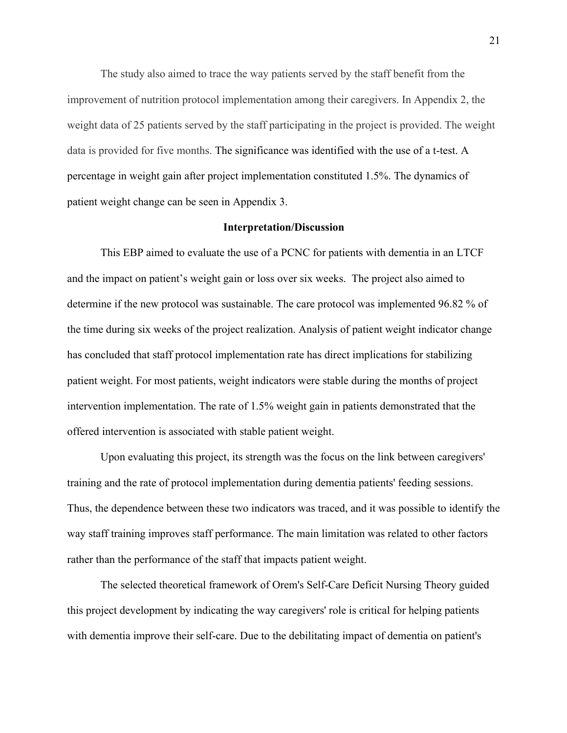The study also aimed to trace the way patients served by the staff benefit from the improvement of nutrition protocol implementation among their caregivers. In Appendix 2, the weight data of 25 patients served by the staff participating in the project is provided. The weight data is provided for five months. The significance was identified with the use of a t-test. A percentage in weight gain after project implementation constituted 1.5%. The dynamics of patient weight change can be seen in Appendix 3.

## Interpretation/Discussion

This EBP aimed to evaluate the use of a PCNC for patients with dementia in an LTCF and the impact on patient's weight gain or loss over six weeks. The project also aimed to determine if the new protocol was sustainable. The care protocol was implemented 96.82 % of the time during six weeks of the project realization. Analysis of patient weight indicator change has concluded that staff protocol implementation rate has direct implications for stabilizing patient weight. For most patients, weight indicators were stable during the months of project intervention implementation. The rate of 1.5% weight gain in patients demonstrated that the offered intervention is associated with stable patient weight.

Upon evaluating this project, its strength was the focus on the link between caregivers' training and the rate of protocol implementation during dementia patients' feeding sessions. Thus, the dependence between these two indicators was traced, and it was possible to identify the way staff training improves staff performance. The main limitation was related to other factors rather than the performance of the staff that impacts patient weight.

The selected theoretical framework of Orem's Self-Care Deficit Nursing Theory guided this project development by indicating the way caregivers' role is critical for helping patients with dementia improve their self-care. Due to the debilitating impact of dementia on patient's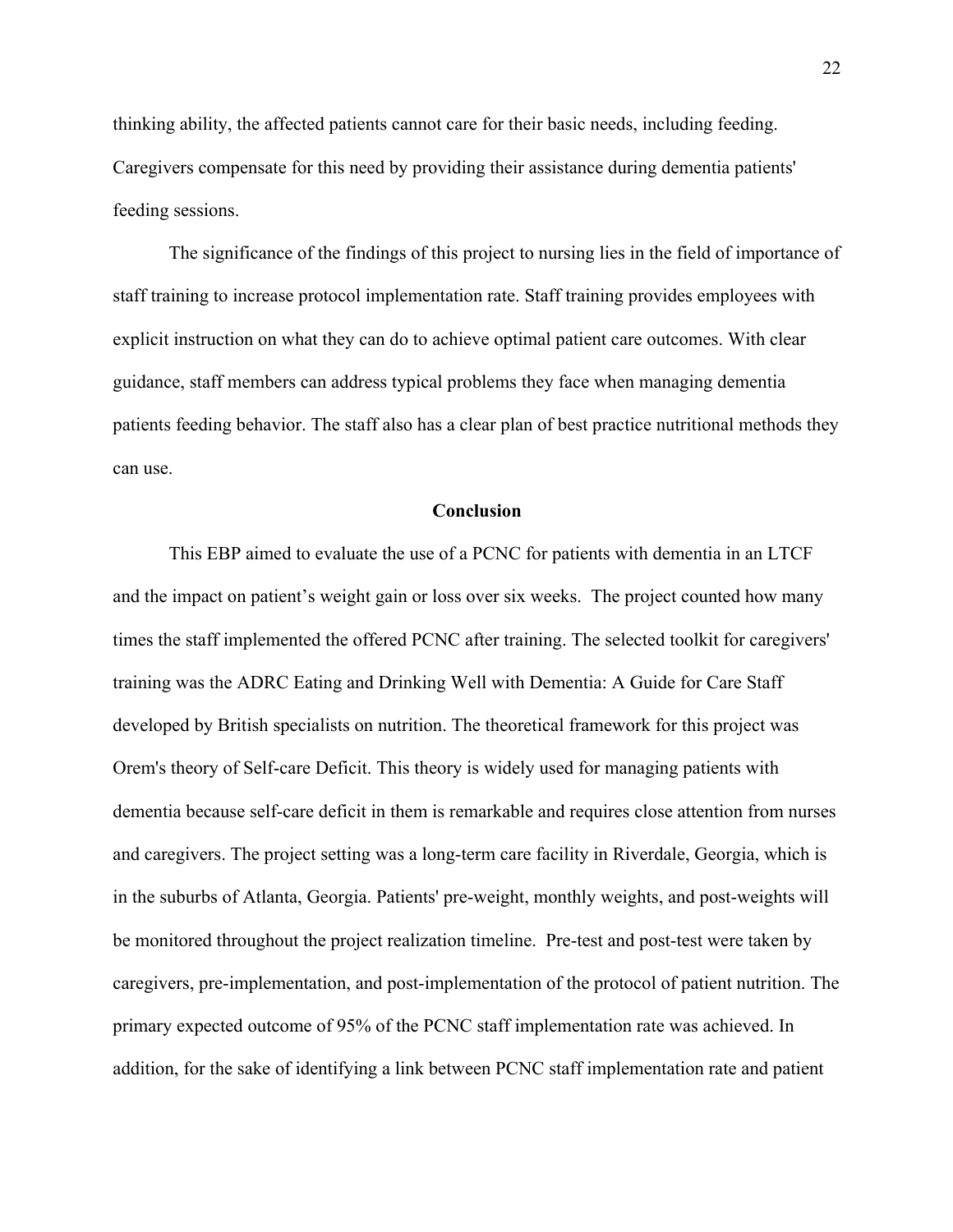thinking ability, the affected patients cannot care for their basic needs, including feeding. Caregivers compensate for this need by providing their assistance during dementia patients' feeding sessions.

The significance of the findings of this project to nursing lies in the field of importance of staff training to increase protocol implementation rate. Staff training provides employees with explicit instruction on what they can do to achieve optimal patient care outcomes. With clear guidance, staff members can address typical problems they face when managing dementia patients feeding behavior. The staff also has a clear plan of best practice nutritional methods they can use.

## Conclusion

This EBP aimed to evaluate the use of a PCNC for patients with dementia in an LTCF and the impact on patient's weight gain or loss over six weeks. The project counted how many times the staff implemented the offered PCNC after training. The selected toolkit for caregivers' training was the ADRC Eating and Drinking Well with Dementia: A Guide for Care Staff developed by British specialists on nutrition. The theoretical framework for this project was Orem's theory of Self-care Deficit. This theory is widely used for managing patients with dementia because self-care deficit in them is remarkable and requires close attention from nurses and caregivers. The project setting was a long-term care facility in Riverdale, Georgia, which is in the suburbs of Atlanta, Georgia. Patients' pre-weight, monthly weights, and post-weights will be monitored throughout the project realization timeline. Pre-test and post-test were taken by caregivers, pre-implementation, and post-implementation of the protocol of patient nutrition. The primary expected outcome of 95% of the PCNC staff implementation rate was achieved. In addition, for the sake of identifying a link between PCNC staff implementation rate and patient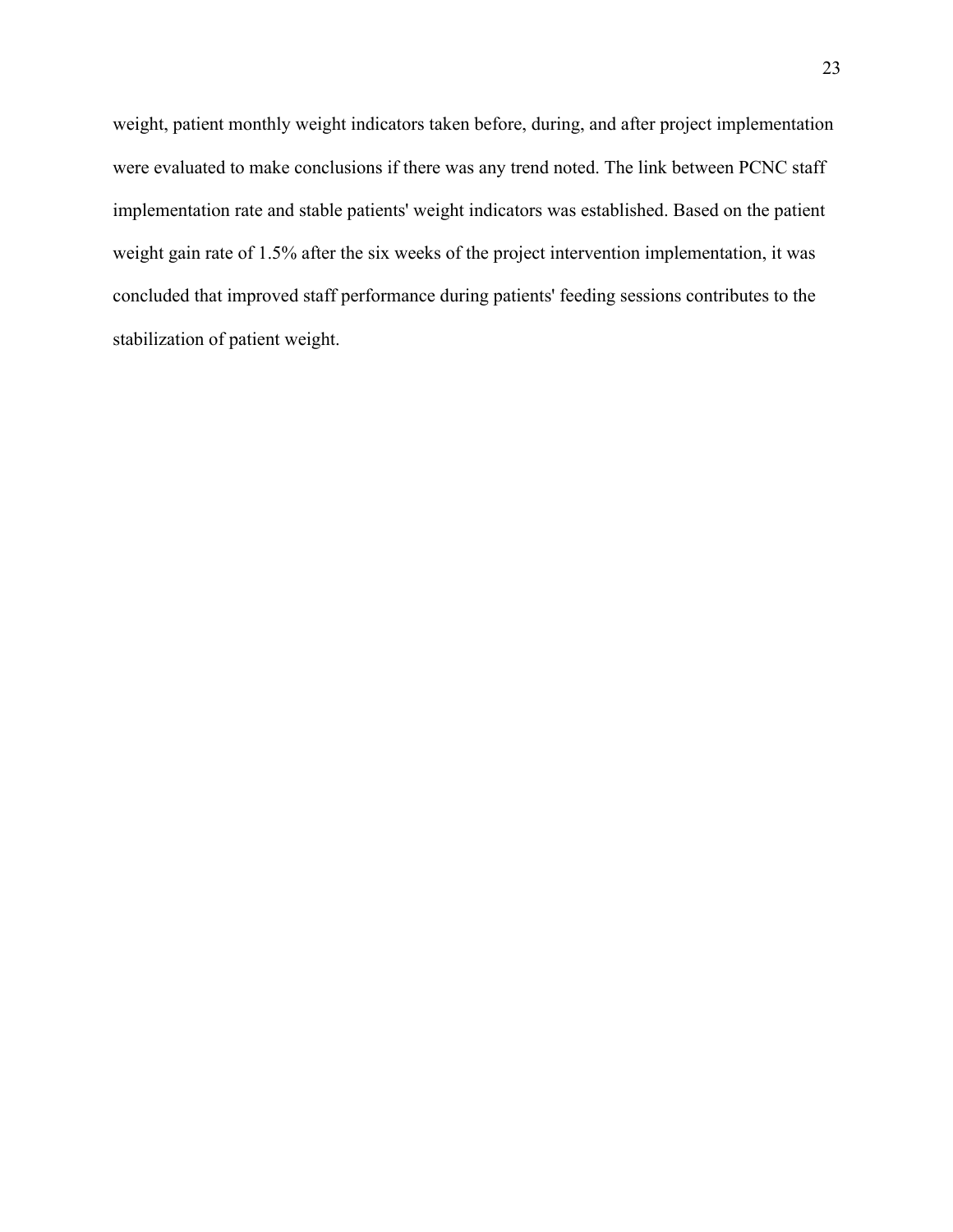weight, patient monthly weight indicators taken before, during, and after project implementation were evaluated to make conclusions if there was any trend noted. The link between PCNC staff implementation rate and stable patients' weight indicators was established. Based on the patient weight gain rate of 1.5% after the six weeks of the project intervention implementation, it was concluded that improved staff performance during patients' feeding sessions contributes to the stabilization of patient weight.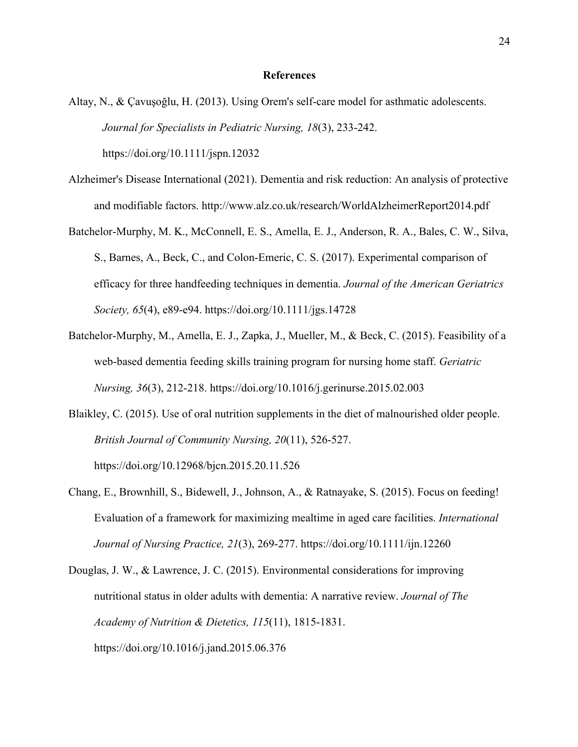## References

Altay, N., & Çavuşoğlu, H. (2013). Using Orem's self-care model for asthmatic adolescents. *Journal for Specialists in Pediatric Nursing, 18*(3), 233-242. https://doi.org/10.1111/jspn.12032

Alzheimer's Disease International (2021). Dementia and risk reduction: An analysis of protective and modifiable factors. http://www.alz.co.uk/research/WorldAlzheimerReport2014.pdf

Batchelor-Murphy, M. K., McConnell, E. S., Amella, E. J., Anderson, R. A., Bales, C. W., Silva, S., Barnes, A., Beck, C., and Colon-Emeric, C. S. (2017). Experimental comparison of efficacy for three handfeeding techniques in dementia. *Journal of the American Geriatrics Society, 65*(4), e89-e94. https://doi.org/10.1111/jgs.14728

Batchelor-Murphy, M., Amella, E. J., Zapka, J., Mueller, M., & Beck, C. (2015). Feasibility of a web-based dementia feeding skills training program for nursing home staff. *Geriatric Nursing, 36*(3), 212-218. https://doi.org/10.1016/j.gerinurse.2015.02.003

Blaikley, C. (2015). Use of oral nutrition supplements in the diet of malnourished older people. *British Journal of Community Nursing, 20*(11), 526-527. https://doi.org/10.12968/bjcn.2015.20.11.526

Chang, E., Brownhill, S., Bidewell, J., Johnson, A., & Ratnayake, S. (2015). Focus on feeding! Evaluation of a framework for maximizing mealtime in aged care facilities. *International Journal of Nursing Practice, 21*(3), 269-277. https://doi.org/10.1111/ijn.12260

Douglas, J. W., & Lawrence, J. C. (2015). Environmental considerations for improving nutritional status in older adults with dementia: A narrative review. *Journal of The Academy of Nutrition & Dietetics, 115*(11), 1815-1831. https://doi.org/10.1016/j.jand.2015.06.376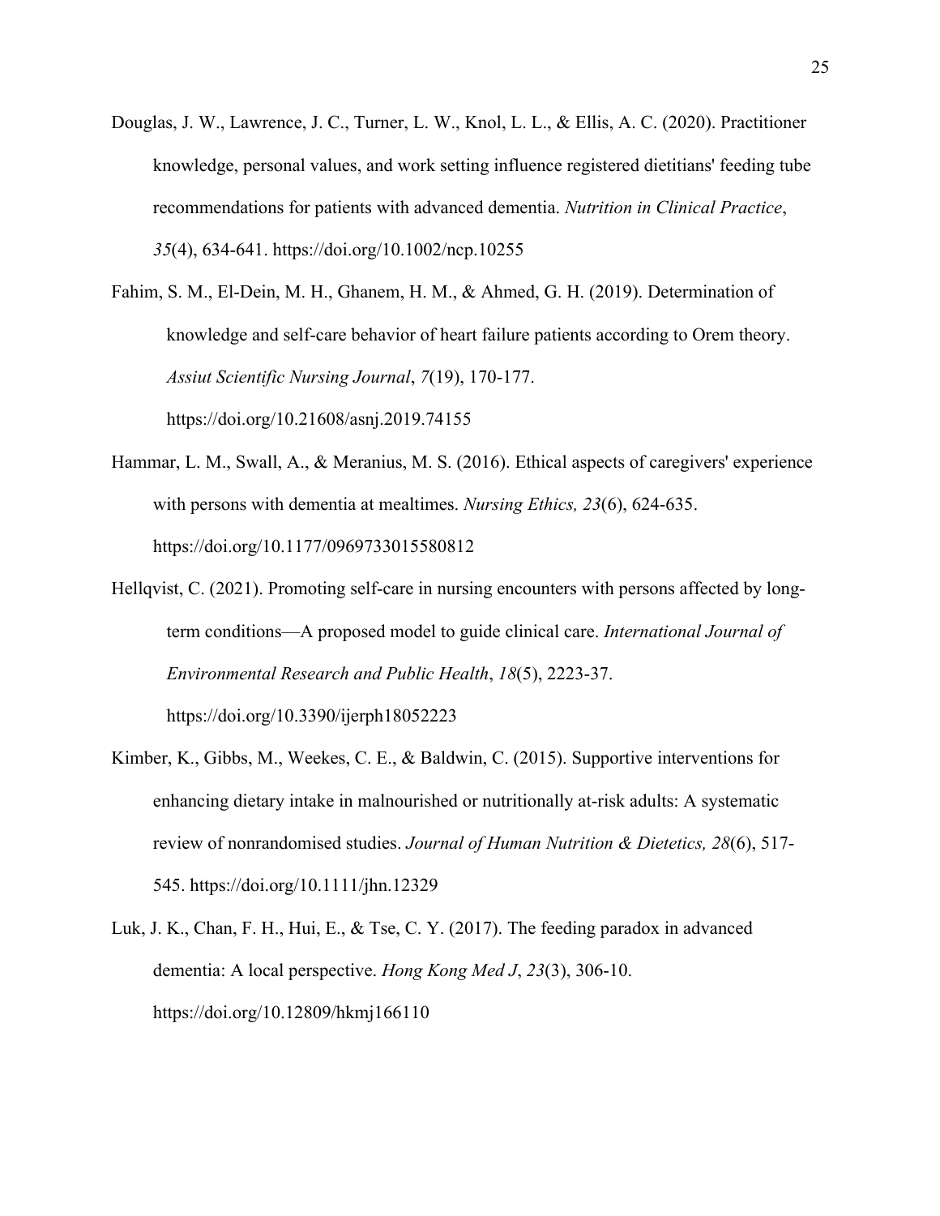Douglas, J. W., Lawrence, J. C., Turner, L. W., Knol, L. L., & Ellis, A. C. (2020). Practitioner knowledge, personal values, and work setting influence registered dietitians' feeding tube recommendations for patients with advanced dementia. *Nutrition in Clinical Practice*, *35*(4), 634-641. https://doi.org/10.1002/ncp.10255

Fahim, S. M., El-Dein, M. H., Ghanem, H. M., & Ahmed, G. H. (2019). Determination of knowledge and self-care behavior of heart failure patients according to Orem theory. *Assiut Scientific Nursing Journal*, *7*(19), 170-177. https://doi.org/10.21608/asnj.2019.74155

Hammar, L. M., Swall, A., & Meranius, M. S. (2016). Ethical aspects of caregivers' experience with persons with dementia at mealtimes. *Nursing Ethics, 23*(6), 624-635. https://doi.org/10.1177/0969733015580812

Hellqvist, C. (2021). Promoting self-care in nursing encounters with persons affected by long-term conditions—A proposed model to guide clinical care. *International Journal of Environmental Research and Public Health*, *18*(5), 2223-37. https://doi.org/10.3390/ijerph18052223

Kimber, K., Gibbs, M., Weekes, C. E., & Baldwin, C. (2015). Supportive interventions for enhancing dietary intake in malnourished or nutritionally at-risk adults: A systematic review of nonrandomised studies. *Journal of Human Nutrition & Dietetics, 28*(6), 517-545. https://doi.org/10.1111/jhn.12329

Luk, J. K., Chan, F. H., Hui, E., & Tse, C. Y. (2017). The feeding paradox in advanced dementia: A local perspective. *Hong Kong Med J*, *23*(3), 306-10. https://doi.org/10.12809/hkmj166110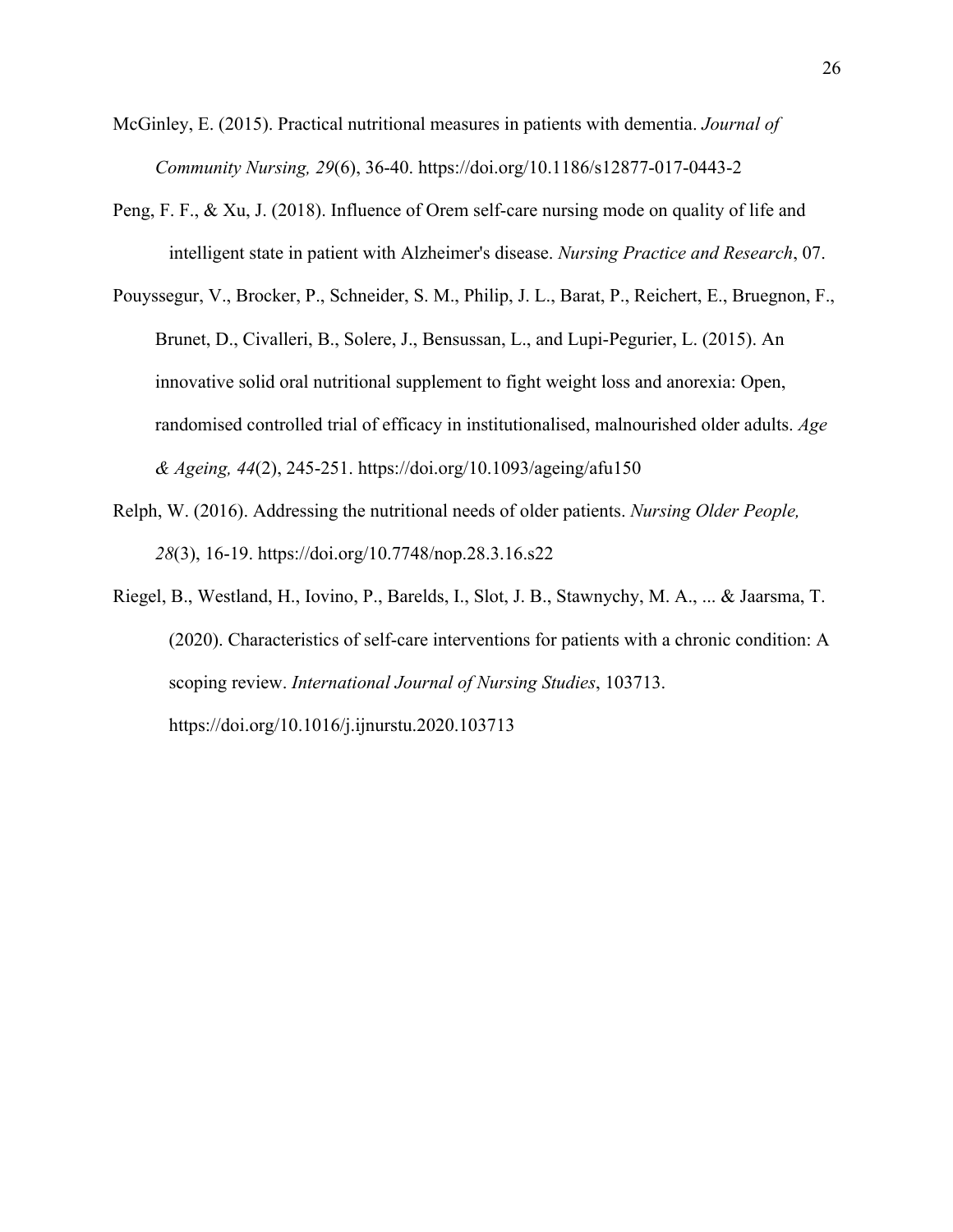McGinley, E. (2015). Practical nutritional measures in patients with dementia. *Journal of Community Nursing, 29*(6), 36-40. https://doi.org/10.1186/s12877-017-0443-2

Peng, F. F., & Xu, J. (2018). Influence of Orem self-care nursing mode on quality of life and intelligent state in patient with Alzheimer's disease. *Nursing Practice and Research*, 07.

Pouyssegur, V., Brocker, P., Schneider, S. M., Philip, J. L., Barat, P., Reichert, E., Bruegnon, F., Brunet, D., Civalleri, B., Solere, J., Bensussan, L., and Lupi-Pegurier, L. (2015). An innovative solid oral nutritional supplement to fight weight loss and anorexia: Open, randomised controlled trial of efficacy in institutionalised, malnourished older adults. *Age & Ageing, 44*(2), 245-251. https://doi.org/10.1093/ageing/afu150

Relph, W. (2016). Addressing the nutritional needs of older patients. *Nursing Older People, 28*(3), 16-19. https://doi.org/10.7748/nop.28.3.16.s22

Riegel, B., Westland, H., Iovino, P., Barelds, I., Slot, J. B., Stawnychy, M. A., ... & Jaarsma, T. (2020). Characteristics of self-care interventions for patients with a chronic condition: A scoping review. *International Journal of Nursing Studies*, 103713. https://doi.org/10.1016/j.ijnurstu.2020.103713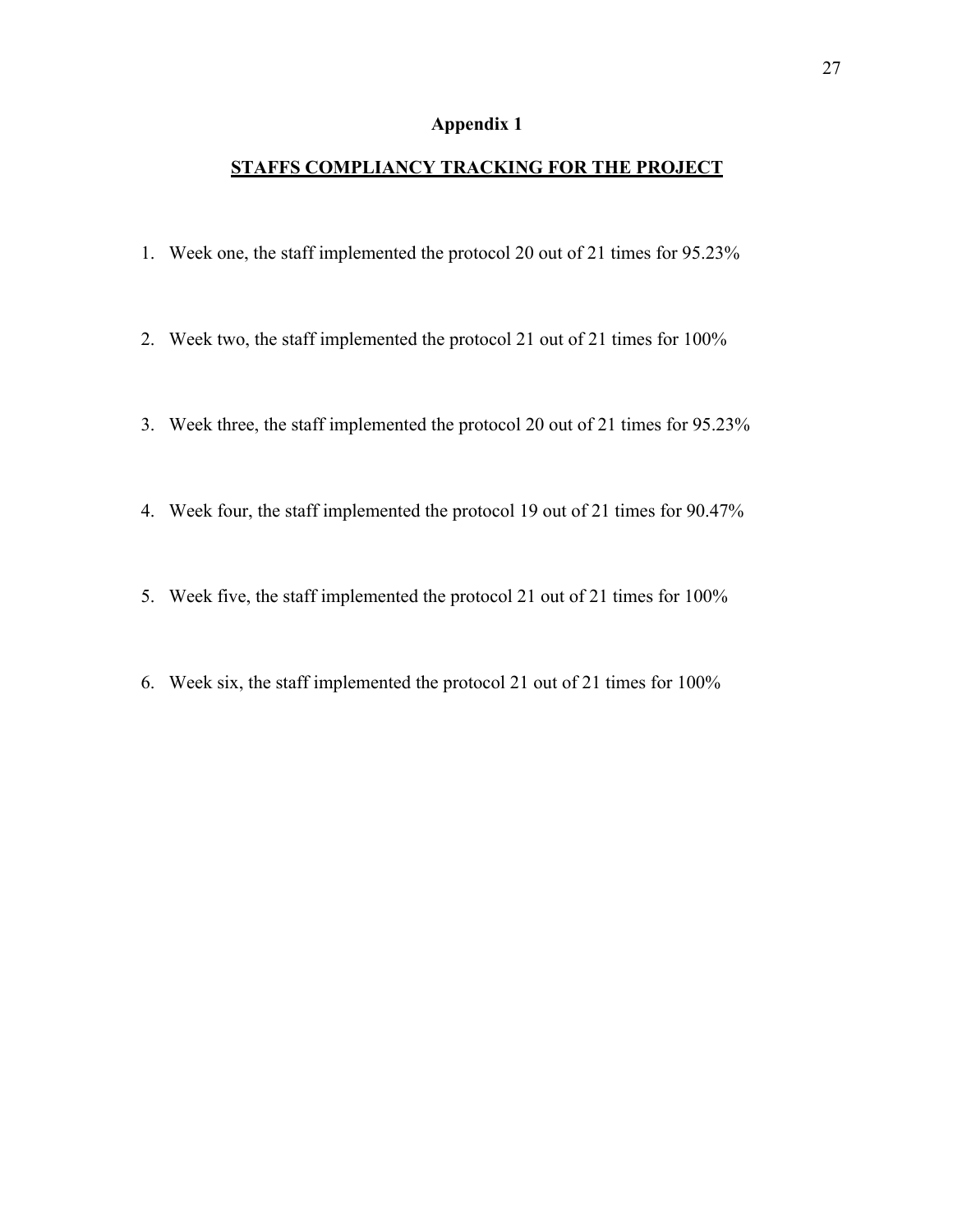# Appendix 1

## STAFFS COMPLIANCY TRACKING FOR THE PROJECT

1. Week one, the staff implemented the protocol 20 out of 21 times for 95.23%

2. Week two, the staff implemented the protocol 21 out of 21 times for 100%

3. Week three, the staff implemented the protocol 20 out of 21 times for 95.23%

4. Week four, the staff implemented the protocol 19 out of 21 times for 90.47%

5. Week five, the staff implemented the protocol 21 out of 21 times for 100%

6. Week six, the staff implemented the protocol 21 out of 21 times for 100%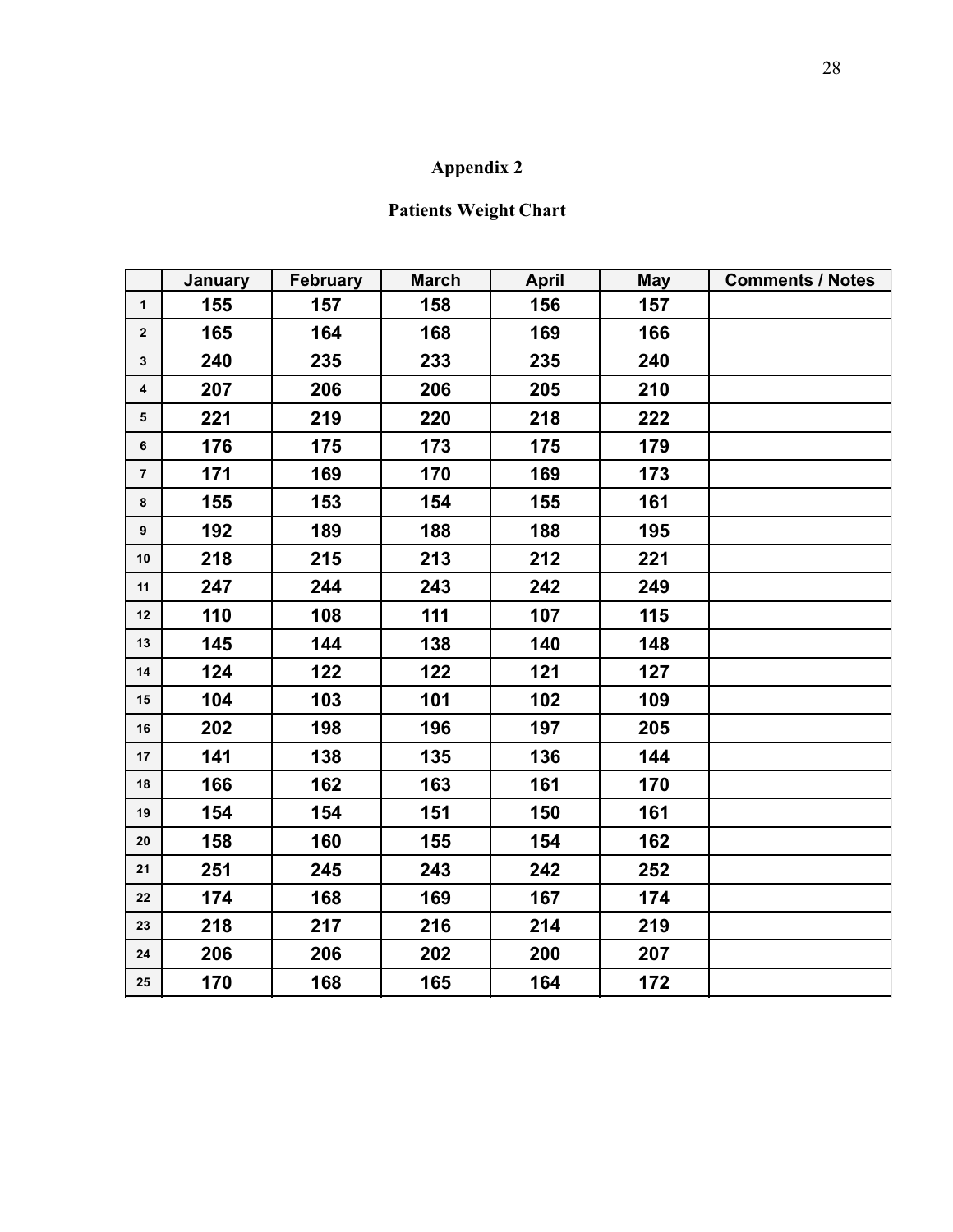# Appendix 2

## Patients Weight Chart

| | January | February | March | April | May | Comments / Notes |
|---|---|---|---|---|---|---|
| 1 | 155 | 157 | 158 | 156 | 157 | |
| 2 | 165 | 164 | 168 | 169 | 166 | |
| 3 | 240 | 235 | 233 | 235 | 240 | |
| 4 | 207 | 206 | 206 | 205 | 210 | |
| 5 | 221 | 219 | 220 | 218 | 222 | |
| 6 | 176 | 175 | 173 | 175 | 179 | |
| 7 | 171 | 169 | 170 | 169 | 173 | |
| 8 | 155 | 153 | 154 | 155 | 161 | |
| 9 | 192 | 189 | 188 | 188 | 195 | |
| 10 | 218 | 215 | 213 | 212 | 221 | |
| 11 | 247 | 244 | 243 | 242 | 249 | |
| 12 | 110 | 108 | 111 | 107 | 115 | |
| 13 | 145 | 144 | 138 | 140 | 148 | |
| 14 | 124 | 122 | 122 | 121 | 127 | |
| 15 | 104 | 103 | 101 | 102 | 109 | |
| 16 | 202 | 198 | 196 | 197 | 205 | |
| 17 | 141 | 138 | 135 | 136 | 144 | |
| 18 | 166 | 162 | 163 | 161 | 170 | |
| 19 | 154 | 154 | 151 | 150 | 161 | |
| 20 | 158 | 160 | 155 | 154 | 162 | |
| 21 | 251 | 245 | 243 | 242 | 252 | |
| 22 | 174 | 168 | 169 | 167 | 174 | |
| 23 | 218 | 217 | 216 | 214 | 219 | |
| 24 | 206 | 206 | 202 | 200 | 207 | |
| 25 | 170 | 168 | 165 | 164 | 172 | |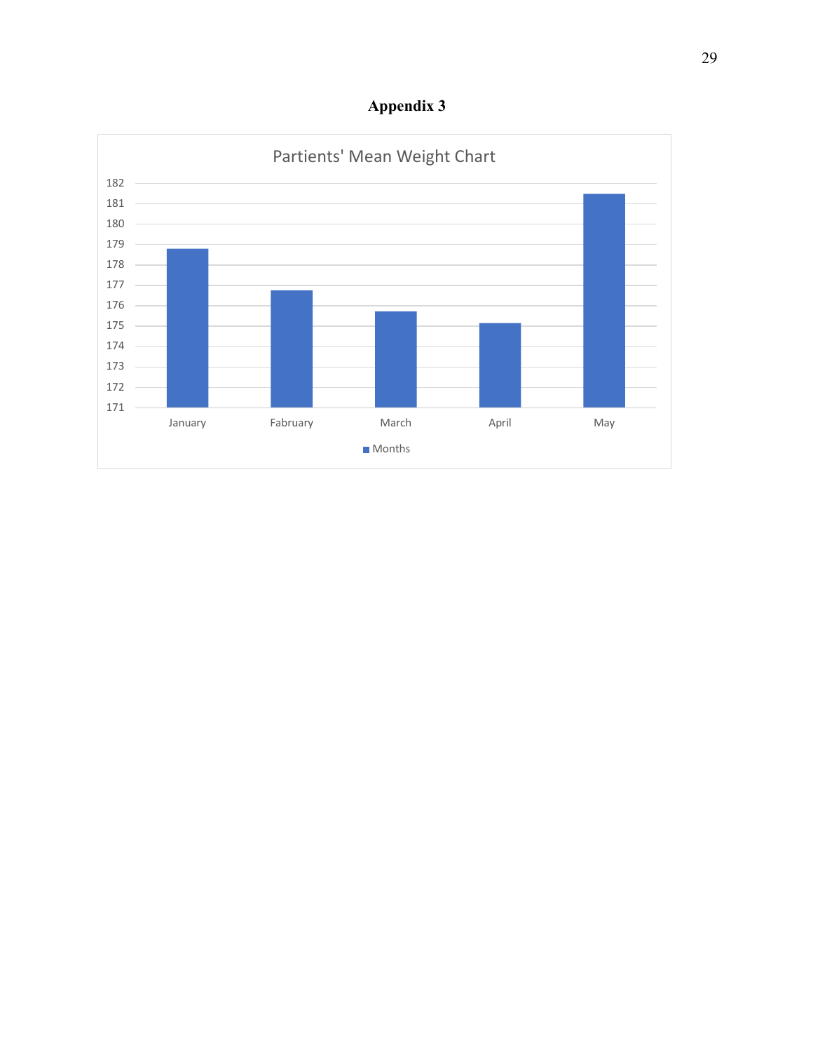# Appendix 3

Partients' Mean Weight Chart

182
181
180
179
178
177
176
175
174
173
172
171

January
Fabruary
March
April
May

Months